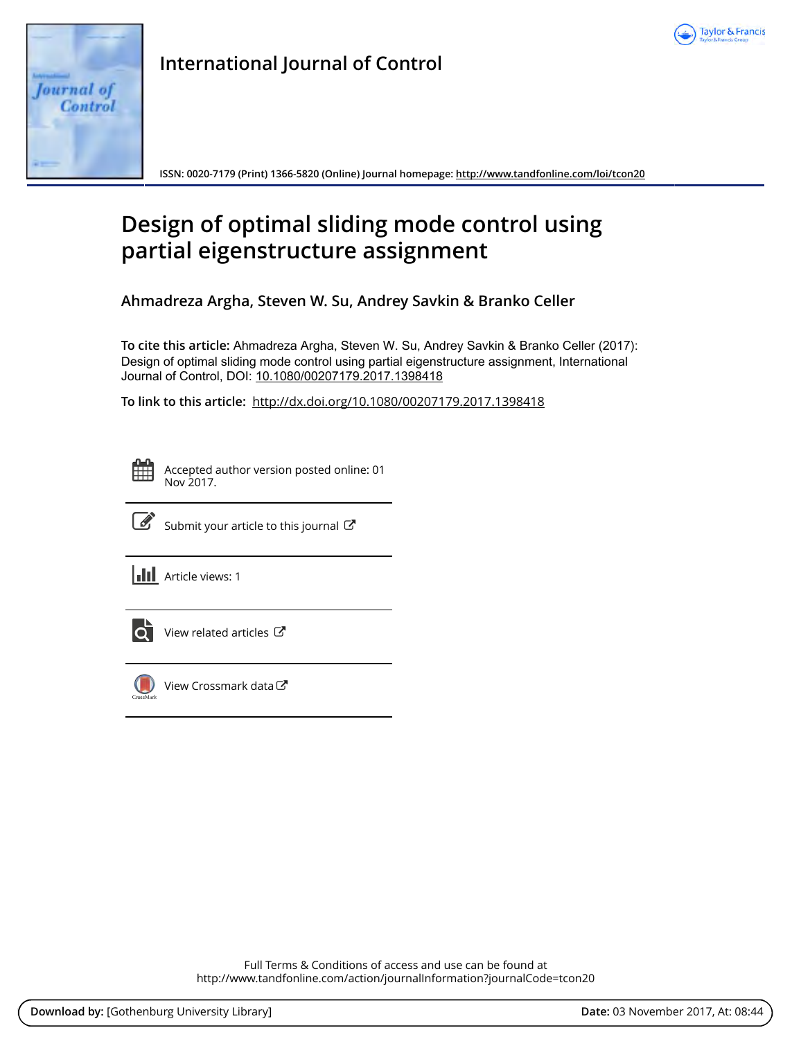International Journal of Control

ISSN: 0020-7179 (Print) 1366-5820 (Online) Journal homepage: http://www.tandfonline.com/loi/tcon20

# Design of optimal sliding mode control using partial eigenstructure assignment

**Ahmadreza Argha, Steven W. Su, Andrey Savkin & Branko Celler**

**To cite this article:** Ahmadreza Argha, Steven W. Su, Andrey Savkin & Branko Celler (2017): Design of optimal sliding mode control using partial eigenstructure assignment, International Journal of Control, DOI: 10.1080/00207179.2017.1398418

**To link to this article:** http://dx.doi.org/10.1080/00207179.2017.1398418

Accepted author version posted online: 01 Nov 2017.

Submit your article to this journal

Article views: 1

View related articles

View Crossmark data

Full Terms & Conditions of access and use can be found at
http://www.tandfonline.com/action/journalInformation?journalCode=tcon20

**Download by:** [Gothenburg University Library] **Date:** 03 November 2017, At: 08:44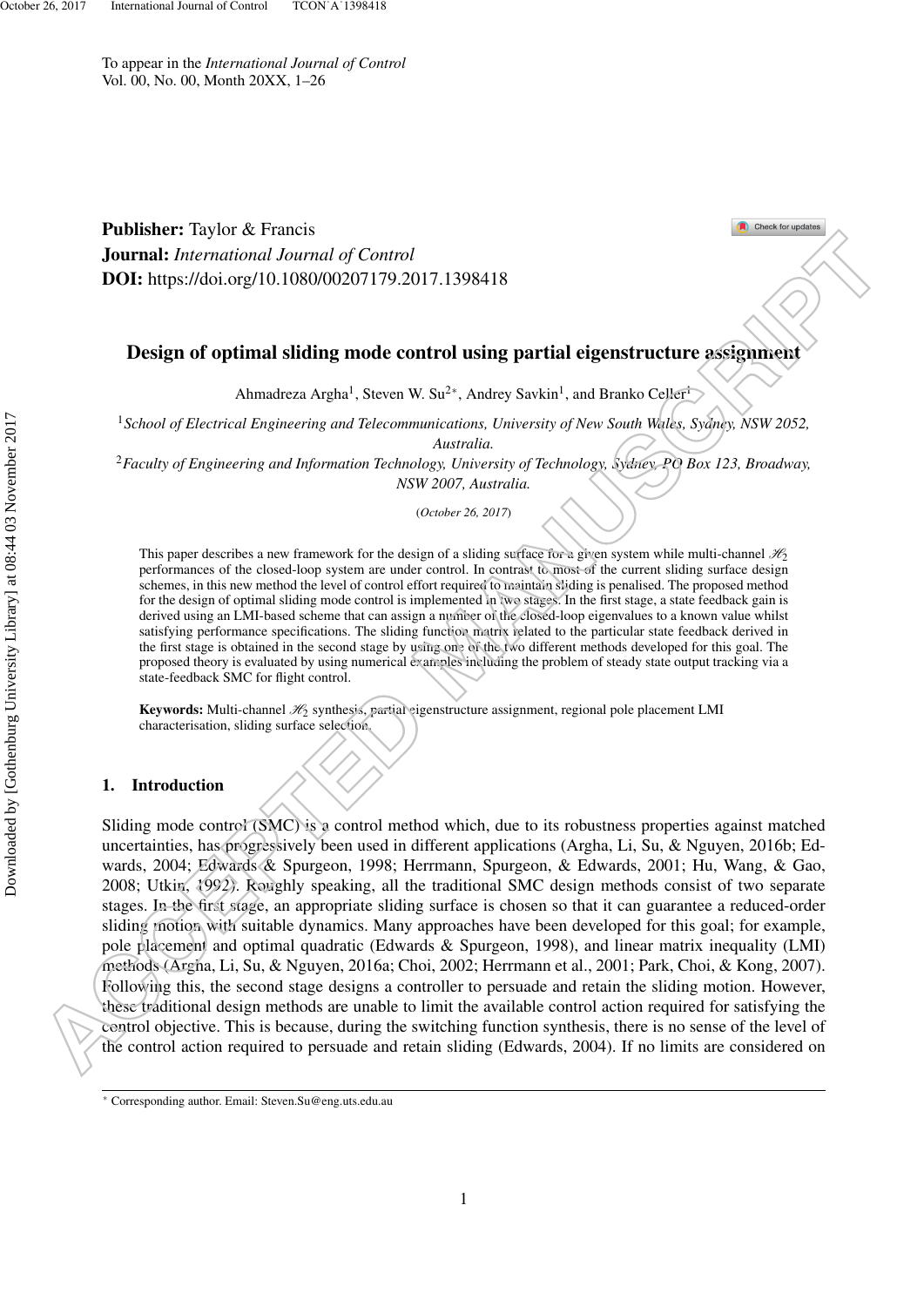To appear in the *International Journal of Control*
Vol. 00, No. 00, Month 20XX, 1–26

**Publisher:** Taylor & Francis
**Journal:** *International Journal of Control*
**DOI:** https://doi.org/10.1080/00207179.2017.1398418

# Design of optimal sliding mode control using partial eigenstructure assignment

Ahmadreza Argha[1], Steven W. Su[2*], Andrey Savkin[1], and Branko Celler[1]

[1]*School of Electrical Engineering and Telecommunications, University of New South Wales, Sydney, NSW 2052, Australia.*

[2]*Faculty of Engineering and Information Technology, University of Technology, Sydney, PO Box 123, Broadway, NSW 2007, Australia.*

(*October 26, 2017*)

This paper describes a new framework for the design of a sliding surface for a given system while multi-channel $\mathscr{H}_2$ performances of the closed-loop system are under control. In contrast to most of the current sliding surface design schemes, in this new method the level of control effort required to maintain sliding is penalised. The proposed method for the design of optimal sliding mode control is implemented in two stages. In the first stage, a state feedback gain is derived using an LMI-based scheme that can assign a number of the closed-loop eigenvalues to a known value whilst satisfying performance specifications. The sliding function matrix related to the particular state feedback derived in the first stage is obtained in the second stage by using one of the two different methods developed for this goal. The proposed theory is evaluated by using numerical examples including the problem of steady state output tracking via a state-feedback SMC for flight control.

**Keywords:** Multi-channel $\mathscr{H}_2$ synthesis, partial eigenstructure assignment, regional pole placement LMI characterisation, sliding surface selection.

## 1. Introduction

Sliding mode control (SMC) is a control method which, due to its robustness properties against matched uncertainties, has progressively been used in different applications (Argha, Li, Su, & Nguyen, 2016b; Edwards, 2004; Edwards & Spurgeon, 1998; Herrmann, Spurgeon, & Edwards, 2001; Hu, Wang, & Gao, 2008; Utkin, 1992). Roughly speaking, all the traditional SMC design methods consist of two separate stages. In the first stage, an appropriate sliding surface is chosen so that it can guarantee a reduced-order sliding motion with suitable dynamics. Many approaches have been developed for this goal; for example, pole placement and optimal quadratic (Edwards & Spurgeon, 1998), and linear matrix inequality (LMI) methods (Argha, Li, Su, & Nguyen, 2016a; Choi, 2002; Herrmann et al., 2001; Park, Choi, & Kong, 2007). Following this, the second stage designs a controller to persuade and retain the sliding motion. However, these traditional design methods are unable to limit the available control action required for satisfying the control objective. This is because, during the switching function synthesis, there is no sense of the level of the control action required to persuade and retain sliding (Edwards, 2004). If no limits are considered on

[*] Corresponding author. Email: Steven.Su@eng.uts.edu.au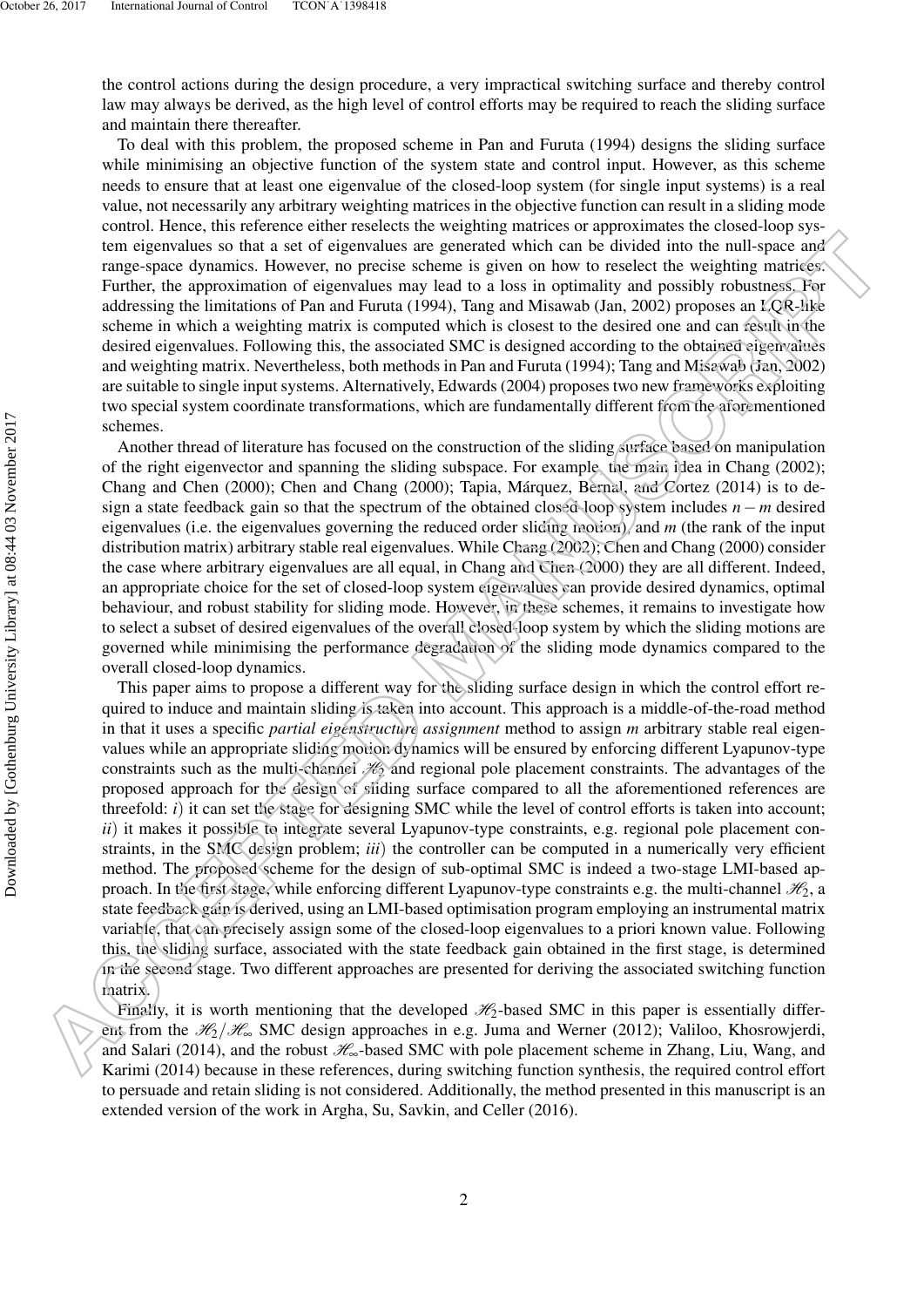the control actions during the design procedure, a very impractical switching surface and thereby control law may always be derived, as the high level of control efforts may be required to reach the sliding surface and maintain there thereafter.

To deal with this problem, the proposed scheme in Pan and Furuta (1994) designs the sliding surface while minimising an objective function of the system state and control input. However, as this scheme needs to ensure that at least one eigenvalue of the closed-loop system (for single input systems) is a real value, not necessarily any arbitrary weighting matrices in the objective function can result in a sliding mode control. Hence, this reference either reselects the weighting matrices or approximates the closed-loop system eigenvalues so that a set of eigenvalues are generated which can be divided into the null-space and range-space dynamics. However, no precise scheme is given on how to reselect the weighting matrices. Further, the approximation of eigenvalues may lead to a loss in optimality and possibly robustness. For addressing the limitations of Pan and Furuta (1994), Tang and Misawab (Jan, 2002) proposes an LQR-like scheme in which a weighting matrix is computed which is closest to the desired one and can result in the desired eigenvalues. Following this, the associated SMC is designed according to the obtained eigenvalues and weighting matrix. Nevertheless, both methods in Pan and Furuta (1994); Tang and Misawab (Jan, 2002) are suitable to single input systems. Alternatively, Edwards (2004) proposes two new frameworks exploiting two special system coordinate transformations, which are fundamentally different from the aforementioned schemes.

Another thread of literature has focused on the construction of the sliding surface based on manipulation of the right eigenvector and spanning the sliding subspace. For example, the main idea in Chang (2002); Chang and Chen (2000); Chen and Chang (2000); Tapia, Márquez, Bernal, and Cortez (2014) is to design a state feedback gain so that the spectrum of the obtained closed-loop system includes $n-m$ desired eigenvalues (i.e. the eigenvalues governing the reduced order sliding motion), and $m$ (the rank of the input distribution matrix) arbitrary stable real eigenvalues. While Chang (2002); Chen and Chang (2000) consider the case where arbitrary eigenvalues are all equal, in Chang and Chen (2000) they are all different. Indeed, an appropriate choice for the set of closed-loop system eigenvalues can provide desired dynamics, optimal behaviour, and robust stability for sliding mode. However, in these schemes, it remains to investigate how to select a subset of desired eigenvalues of the overall closed-loop system by which the sliding motions are governed while minimising the performance degradation of the sliding mode dynamics compared to the overall closed-loop dynamics.

This paper aims to propose a different way for the sliding surface design in which the control effort required to induce and maintain sliding is taken into account. This approach is a middle-of-the-road method in that it uses a specific *partial eigenstructure assignment* method to assign $m$ arbitrary stable real eigenvalues while an appropriate sliding motion dynamics will be ensured by enforcing different Lyapunov-type constraints such as the multi-channel $\mathscr{H}_2$ and regional pole placement constraints. The advantages of the proposed approach for the design of sliding surface compared to all the aforementioned references are threefold: *i*) it can set the stage for designing SMC while the level of control efforts is taken into account; *ii*) it makes it possible to integrate several Lyapunov-type constraints, e.g. regional pole placement constraints, in the SMC design problem; *iii*) the controller can be computed in a numerically very efficient method. The proposed scheme for the design of sub-optimal SMC is indeed a two-stage LMI-based approach. In the first stage, while enforcing different Lyapunov-type constraints e.g. the multi-channel $\mathscr{H}_2$, a state feedback gain is derived, using an LMI-based optimisation program employing an instrumental matrix variable, that can precisely assign some of the closed-loop eigenvalues to a priori known value. Following this, the sliding surface, associated with the state feedback gain obtained in the first stage, is determined in the second stage. Two different approaches are presented for deriving the associated switching function matrix.

Finally, it is worth mentioning that the developed $\mathscr{H}_2$-based SMC in this paper is essentially different from the $\mathscr{H}_2/\mathscr{H}_\infty$ SMC design approaches in e.g. Juma and Werner (2012); Valiloo, Khosrowjerdi, and Salari (2014), and the robust $\mathscr{H}_\infty$-based SMC with pole placement scheme in Zhang, Liu, Wang, and Karimi (2014) because in these references, during switching function synthesis, the required control effort to persuade and retain sliding is not considered. Additionally, the method presented in this manuscript is an extended version of the work in Argha, Su, Savkin, and Celler (2016).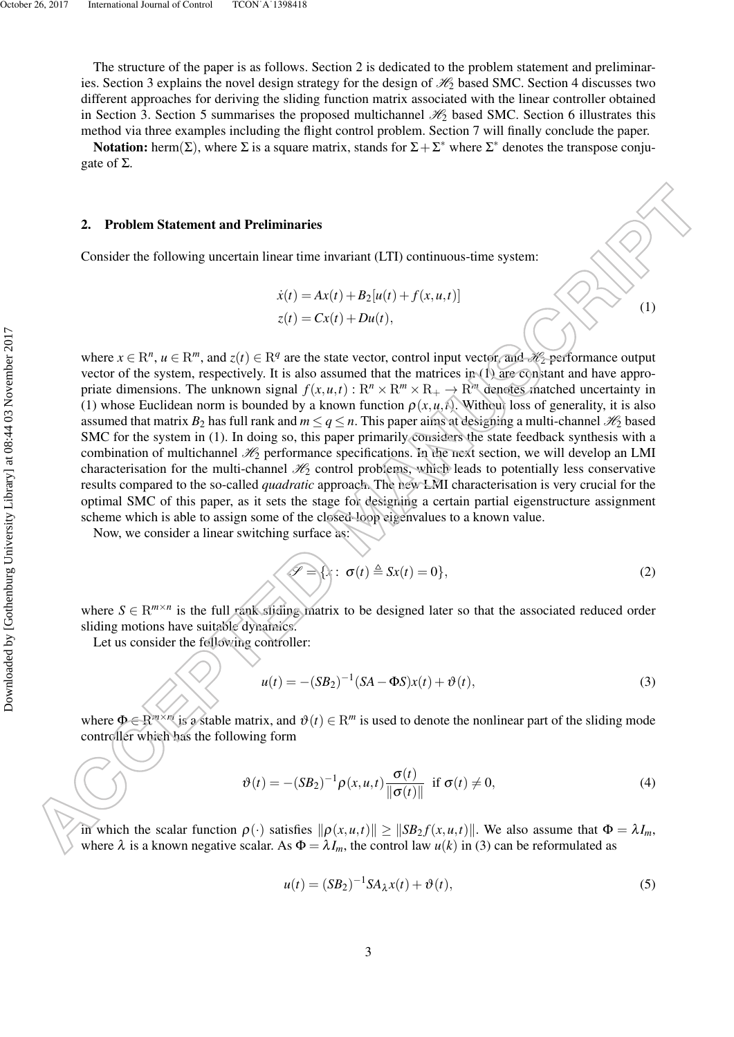The structure of the paper is as follows. Section 2 is dedicated to the problem statement and preliminaries. Section 3 explains the novel design strategy for the design of $\mathscr{H}_2$ based SMC. Section 4 discusses two different approaches for deriving the sliding function matrix associated with the linear controller obtained in Section 3. Section 5 summarises the proposed multichannel $\mathscr{H}_2$ based SMC. Section 6 illustrates this method via three examples including the flight control problem. Section 7 will finally conclude the paper.

**Notation:** herm($\Sigma$), where $\Sigma$ is a square matrix, stands for $\Sigma + \Sigma^*$ where $\Sigma^*$ denotes the transpose conjugate of $\Sigma$.

## 2. Problem Statement and Preliminaries

Consider the following uncertain linear time invariant (LTI) continuous-time system:

$$
\begin{aligned}
\dot{x}(t) &= Ax(t) + B_2[u(t) + f(x,u,t)] \\
z(t) &= Cx(t) + Du(t),
\end{aligned}
\tag{1}
$$

where $x \in \mathrm{R}^n$, $u \in \mathrm{R}^m$, and $z(t) \in \mathrm{R}^q$ are the state vector, control input vector, and $\mathscr{H}_2$ performance output vector of the system, respectively. It is also assumed that the matrices in (1) are constant and have appropriate dimensions. The unknown signal $f(x,u,t) : \mathrm{R}^n \times \mathrm{R}^m \times \mathrm{R}_+ \to \mathrm{R}^m$ denotes matched uncertainty in (1) whose Euclidean norm is bounded by a known function $\rho(x,u,t)$. Without loss of generality, it is also assumed that matrix $B_2$ has full rank and $m \leq q \leq n$. This paper aims at designing a multi-channel $\mathscr{H}_2$ based SMC for the system in (1). In doing so, this paper primarily considers the state feedback synthesis with a combination of multichannel $\mathscr{H}_2$ performance specifications. In the next section, we will develop an LMI characterisation for the multi-channel $\mathscr{H}_2$ control problems, which leads to potentially less conservative results compared to the so-called *quadratic* approach. The new LMI characterisation is very crucial for the optimal SMC of this paper, as it sets the stage for designing a certain partial eigenstructure assignment scheme which is able to assign some of the closed-loop eigenvalues to a known value.

Now, we consider a linear switching surface as:

$$
\mathscr{S} = \{x : \ \sigma(t) \triangleq Sx(t) = 0\},
\tag{2}
$$

where $S \in \mathrm{R}^{m \times n}$ is the full rank sliding matrix to be designed later so that the associated reduced order sliding motions have suitable dynamics.

Let us consider the following controller:

$$
u(t) = -(SB_2)^{-1}(SA - \Phi S)x(t) + \vartheta(t),
\tag{3}
$$

where $\Phi \in \mathrm{R}^{m \times m}$ is a stable matrix, and $\vartheta(t) \in \mathrm{R}^m$ is used to denote the nonlinear part of the sliding mode controller which has the following form

$$
\vartheta(t) = -(SB_2)^{-1}\rho(x,u,t)\frac{\sigma(t)}{\|\sigma(t)\|} \ \text{ if } \sigma(t) \neq 0,
\tag{4}
$$

in which the scalar function $\rho(\cdot)$ satisfies $\|\rho(x,u,t)\| \geq \|SB_2 f(x,u,t)\|$. We also assume that $\Phi = \lambda I_m$, where $\lambda$ is a known negative scalar. As $\Phi = \lambda I_m$, the control law $u(k)$ in (3) can be reformulated as

$$
u(t) = (SB_2)^{-1}SA_\lambda x(t) + \vartheta(t),
\tag{5}
$$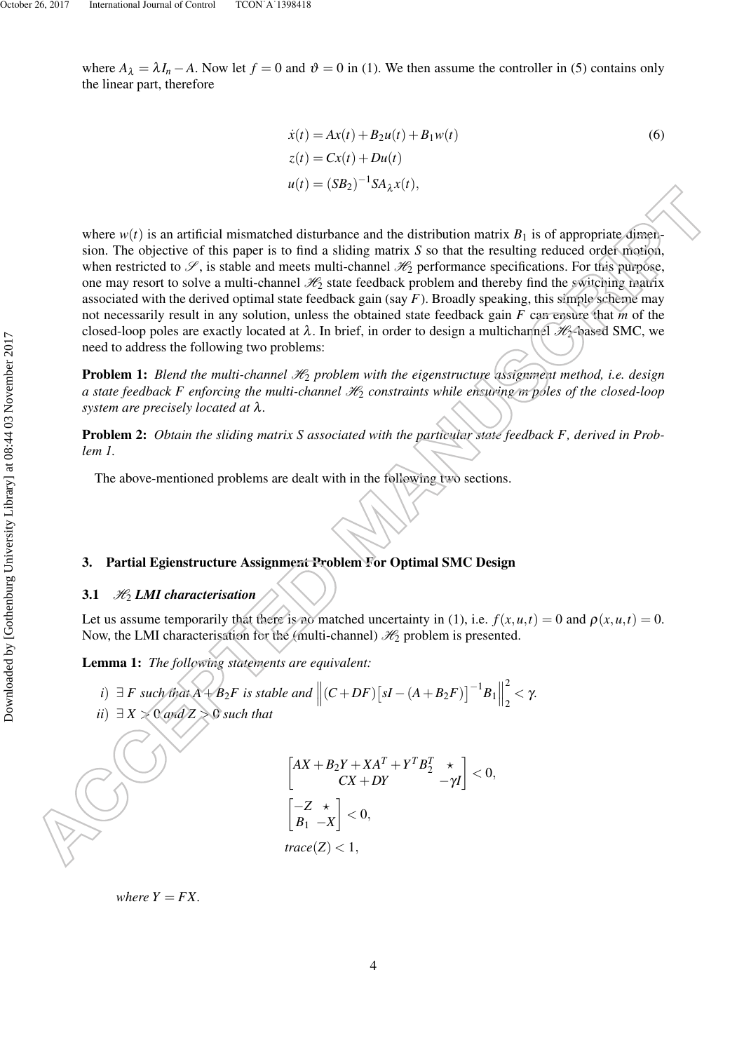where $A_\lambda = \lambda I_n - A$. Now let $f = 0$ and $\vartheta = 0$ in (1). We then assume the controller in (5) contains only the linear part, therefore

$$\begin{aligned}
\dot{x}(t) &= Ax(t) + B_2 u(t) + B_1 w(t) \\
z(t) &= Cx(t) + Du(t) \\
u(t) &= (SB_2)^{-1} S A_\lambda x(t),
\end{aligned} \tag{6}$$

where $w(t)$ is an artificial mismatched disturbance and the distribution matrix $B_1$ is of appropriate dimension. The objective of this paper is to find a sliding matrix $S$ so that the resulting reduced order motion, when restricted to $\mathscr{S}$, is stable and meets multi-channel $\mathscr{H}_2$ performance specifications. For this purpose, one may resort to solve a multi-channel $\mathscr{H}_2$ state feedback problem and thereby find the switching matrix associated with the derived optimal state feedback gain (say $F$). Broadly speaking, this simple scheme may not necessarily result in any solution, unless the obtained state feedback gain $F$ can ensure that $m$ of the closed-loop poles are exactly located at $\lambda$. In brief, in order to design a multichannel $\mathscr{H}_2$-based SMC, we need to address the following two problems:

**Problem 1:** *Blend the multi-channel $\mathscr{H}_2$ problem with the eigenstructure assignment method, i.e. design a state feedback $F$ enforcing the multi-channel $\mathscr{H}_2$ constraints while ensuring $m$ poles of the closed-loop system are precisely located at $\lambda$.*

**Problem 2:** *Obtain the sliding matrix $S$ associated with the particular state feedback $F$, derived in Problem 1.*

The above-mentioned problems are dealt with in the following two sections.

## 3. Partial Egienstructure Assignment Problem For Optimal SMC Design

### 3.1 $\mathscr{H}_2$ LMI characterisation

Let us assume temporarily that there is no matched uncertainty in (1), i.e. $f(x,u,t) = 0$ and $\rho(x,u,t) = 0$. Now, the LMI characterisation for the (multi-channel) $\mathscr{H}_2$ problem is presented.

**Lemma 1:** *The following statements are equivalent:*

*i)* $\exists\, F$ *such that* $A + B_2F$ *is stable and* $\left\| (C+DF)\left[sI - (A+B_2F)\right]^{-1} B_1 \right\|_2^2 < \gamma$.

*ii)* $\exists\, X > 0$ *and* $Z > 0$ *such that*

$$\begin{bmatrix} AX + B_2Y + XA^T + Y^T B_2^T & \star \\ CX + DY & -\gamma I \end{bmatrix} < 0,$$

$$\begin{bmatrix} -Z & \star \\ B_1 & -X \end{bmatrix} < 0,$$

$$trace(Z) < 1,$$

*where* $Y = FX$.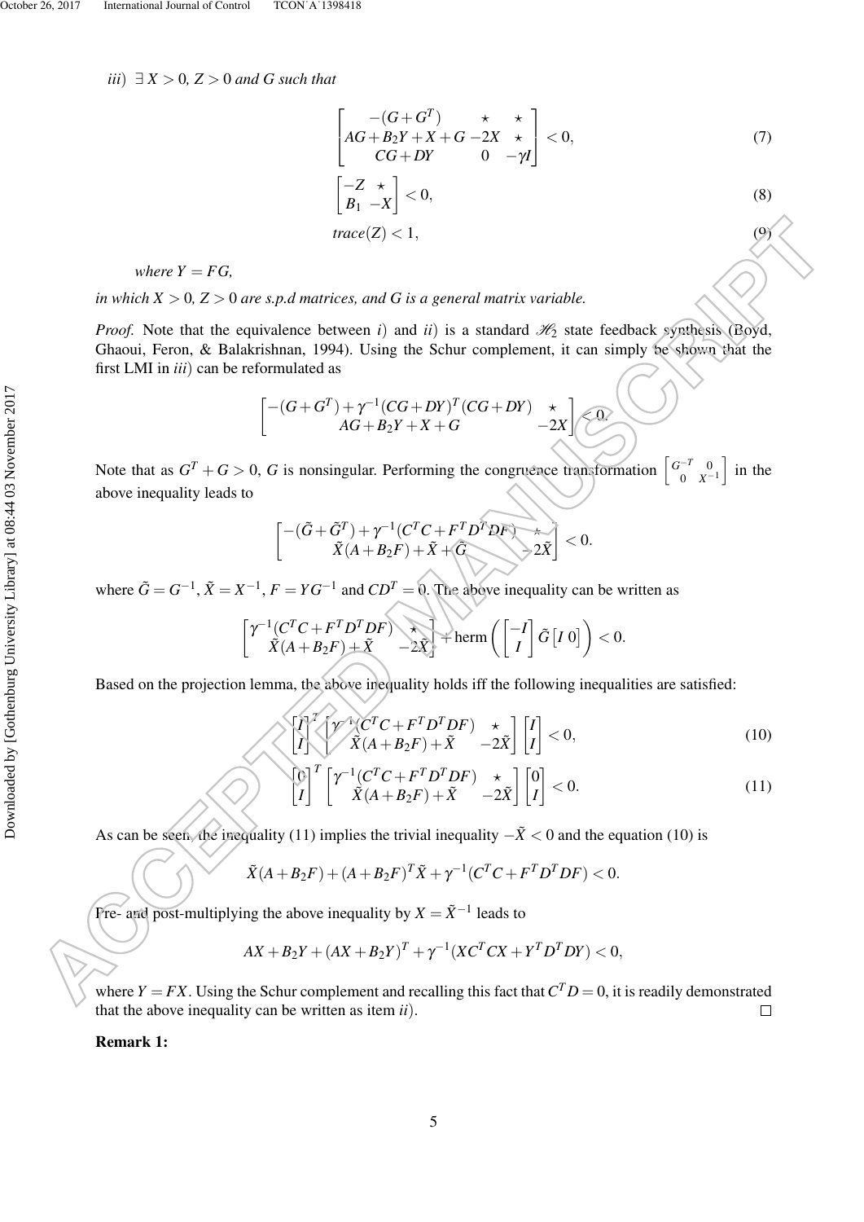*iii*) $\exists\, X > 0$, $Z > 0$ *and* $G$ *such that*

$$\begin{bmatrix} -(G+G^T) & \star & \star \\ AG+B_2Y+X+G & -2X & \star \\ CG+DY & 0 & -\gamma I \end{bmatrix} < 0, \tag{7}$$

$$\begin{bmatrix} -Z & \star \\ B_1 & -X \end{bmatrix} < 0, \tag{8}$$

$$trace(Z) < 1, \tag{9}$$

*where* $Y = FG$,

*in which* $X > 0$, $Z > 0$ *are s.p.d matrices, and* $G$ *is a general matrix variable.*

*Proof.* Note that the equivalence between *i*) and *ii*) is a standard $\mathscr{H}_2$ state feedback synthesis (Boyd, Ghaoui, Feron, & Balakrishnan, 1994). Using the Schur complement, it can simply be shown that the first LMI in *iii*) can be reformulated as

$$\begin{bmatrix} -(G+G^T)+\gamma^{-1}(CG+DY)^T(CG+DY) & \star \\ AG+B_2Y+X+G & -2X \end{bmatrix} < 0.$$

Note that as $G^T+G > 0$, $G$ is nonsingular. Performing the congruence transformation $\begin{bmatrix} G^{-T} & 0 \\ 0 & X^{-1} \end{bmatrix}$ in the above inequality leads to

$$\begin{bmatrix} -(\tilde{G}+\tilde{G}^T)+\gamma^{-1}(C^TC+F^TD^TDF) & \star \\ \tilde{X}(A+B_2F)+\tilde{X}+\tilde{G} & -2\tilde{X} \end{bmatrix} < 0.$$

where $\tilde{G} = G^{-1}$, $\tilde{X} = X^{-1}$, $F = YG^{-1}$ and $CD^T = 0$. The above inequality can be written as

$$\begin{bmatrix} \gamma^{-1}(C^TC+F^TD^TDF) & \star \\ \tilde{X}(A+B_2F)+\tilde{X} & -2\tilde{X} \end{bmatrix} + \text{herm}\left( \begin{bmatrix} -I \\ I \end{bmatrix} \tilde{G} \begin{bmatrix} I & 0 \end{bmatrix} \right) < 0.$$

Based on the projection lemma, the above inequality holds iff the following inequalities are satisfied:

$$\begin{bmatrix} I \\ I \end{bmatrix}^T \begin{bmatrix} \gamma^{-1}(C^TC+F^TD^TDF) & \star \\ \tilde{X}(A+B_2F)+\tilde{X} & -2\tilde{X} \end{bmatrix} \begin{bmatrix} I \\ I \end{bmatrix} < 0, \tag{10}$$

$$\begin{bmatrix} 0 \\ I \end{bmatrix}^T \begin{bmatrix} \gamma^{-1}(C^TC+F^TD^TDF) & \star \\ \tilde{X}(A+B_2F)+\tilde{X} & -2\tilde{X} \end{bmatrix} \begin{bmatrix} 0 \\ I \end{bmatrix} < 0. \tag{11}$$

As can be seen, the inequality (11) implies the trivial inequality $-\tilde{X} < 0$ and the equation (10) is

$$\tilde{X}(A+B_2F)+(A+B_2F)^T\tilde{X}+\gamma^{-1}(C^TC+F^TD^TDF) < 0.$$

Pre- and post-multiplying the above inequality by $X = \tilde{X}^{-1}$ leads to

$$AX+B_2Y+(AX+B_2Y)^T+\gamma^{-1}(XC^TCX+Y^TD^TDY) < 0,$$

where $Y = FX$. Using the Schur complement and recalling this fact that $C^TD = 0$, it is readily demonstrated that the above inequality can be written as item *ii*). $\square$

**Remark 1:**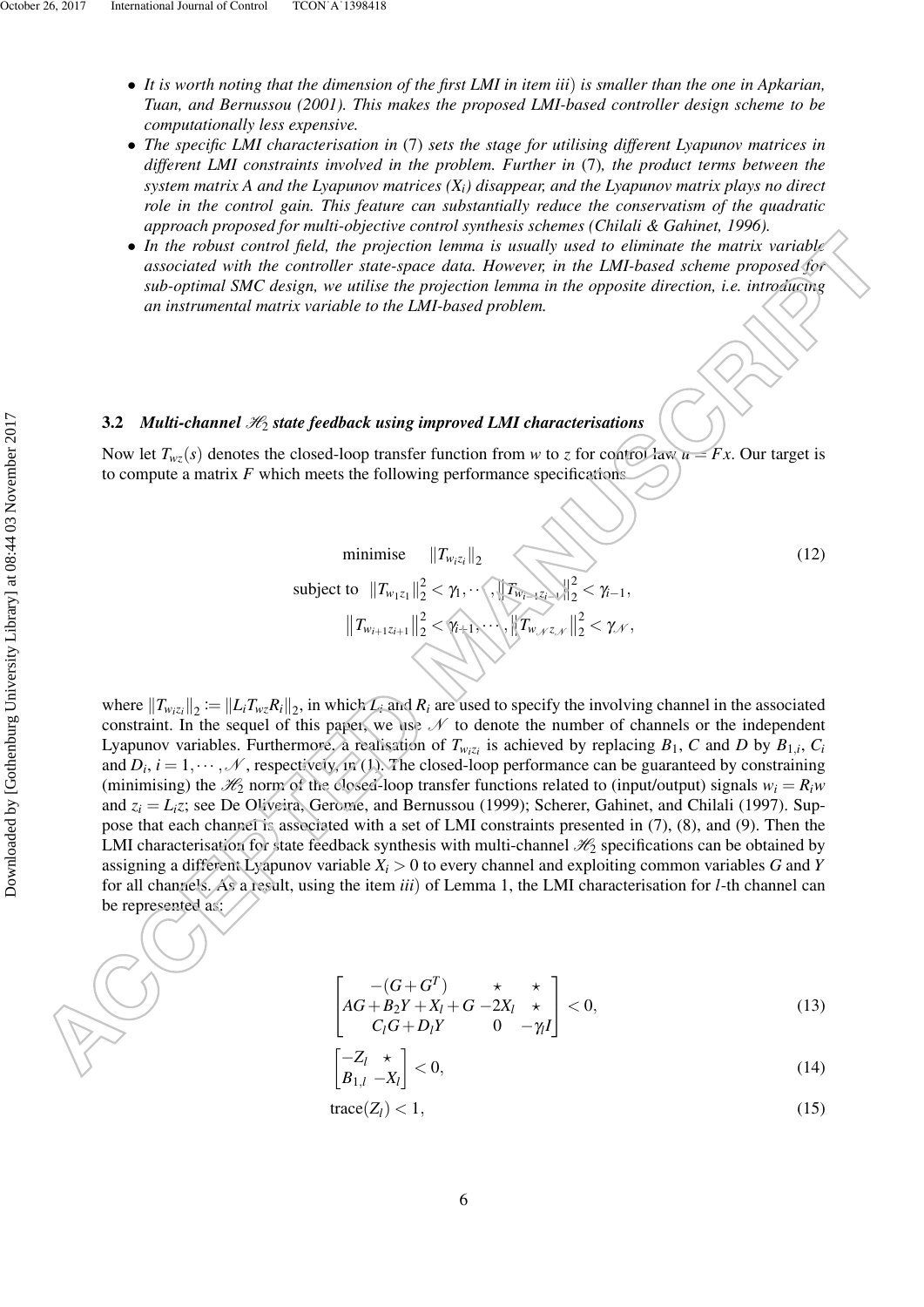- *It is worth noting that the dimension of the first LMI in item iii) is smaller than the one in Apkarian, Tuan, and Bernussou (2001). This makes the proposed LMI-based controller design scheme to be computationally less expensive.*
- *The specific LMI characterisation in (7) sets the stage for utilising different Lyapunov matrices in different LMI constraints involved in the problem. Further in (7), the product terms between the system matrix A and the Lyapunov matrices ($X_i$) disappear, and the Lyapunov matrix plays no direct role in the control gain. This feature can substantially reduce the conservatism of the quadratic approach proposed for multi-objective control synthesis schemes (Chilali & Gahinet, 1996).*
- *In the robust control field, the projection lemma is usually used to eliminate the matrix variable associated with the controller state-space data. However, in the LMI-based scheme proposed for sub-optimal SMC design, we utilise the projection lemma in the opposite direction, i.e. introducing an instrumental matrix variable to the LMI-based problem.*

### 3.2 *Multi-channel $\mathscr{H}_2$ state feedback using improved LMI characterisations*

Now let $T_{wz}(s)$ denotes the closed-loop transfer function from $w$ to $z$ for control law $u = Fx$. Our target is to compute a matrix $F$ which meets the following performance specifications

$$
\begin{aligned}
&\text{minimise} \quad \|T_{w_i z_i}\|_2 \\
&\text{subject to} \quad \|T_{w_1 z_1}\|_2^2 < \gamma_1, \cdots, \|T_{w_{i-1} z_{i-1}}\|_2^2 < \gamma_{i-1}, \\
&\qquad\qquad \|T_{w_{i+1} z_{i+1}}\|_2^2 < \gamma_{i+1}, \cdots, \|T_{w_{\mathscr{N}} z_{\mathscr{N}}}\|_2^2 < \gamma_{\mathscr{N}},
\end{aligned}
\tag{12}
$$

where $\|T_{w_i z_i}\|_2 := \|L_i T_{wz} R_i\|_2$, in which $L_i$ and $R_i$ are used to specify the involving channel in the associated constraint. In the sequel of this paper, we use $\mathscr{N}$ to denote the number of channels or the independent Lyapunov variables. Furthermore, a realisation of $T_{w_i z_i}$ is achieved by replacing $B_1$, $C$ and $D$ by $B_{1,i}$, $C_i$ and $D_i$, $i = 1, \cdots, \mathscr{N}$, respectively, in (1). The closed-loop performance can be guaranteed by constraining (minimising) the $\mathscr{H}_2$ norm of the closed-loop transfer functions related to (input/output) signals $w_i = R_i w$ and $z_i = L_i z$; see De Oliveira, Gerome, and Bernussou (1999); Scherer, Gahinet, and Chilali (1997). Suppose that each channel is associated with a set of LMI constraints presented in (7), (8), and (9). Then the LMI characterisation for state feedback synthesis with multi-channel $\mathscr{H}_2$ specifications can be obtained by assigning a different Lyapunov variable $X_i > 0$ to every channel and exploiting common variables $G$ and $Y$ for all channels. As a result, using the item *iii*) of Lemma 1, the LMI characterisation for $l$-th channel can be represented as:

$$
\begin{bmatrix}
-(G+G^T) & \star & \star \\
AG + B_2 Y + X_l + G & -2X_l & \star \\
C_l G + D_l Y & 0 & -\gamma_l I
\end{bmatrix} < 0,
\tag{13}
$$

$$
\begin{bmatrix}
-Z_l & \star \\
B_{1,l} & -X_l
\end{bmatrix} < 0,
\tag{14}
$$

$$
\text{trace}(Z_l) < 1,
\tag{15}
$$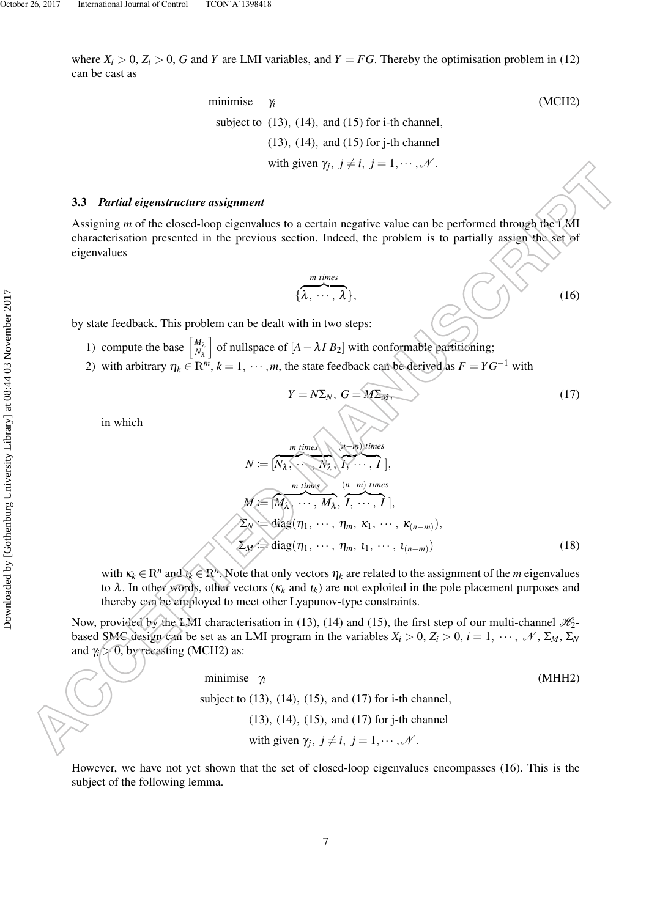where $X_l > 0$, $Z_l > 0$, $G$ and $Y$ are LMI variables, and $Y = FG$. Thereby the optimisation problem in (12) can be cast as

$$\begin{aligned}
&\text{minimise} \quad \gamma_i && \text{(MCH2)}\\
&\text{subject to} \;\; (13),\ (14),\ \text{and (15) for i-th channel},\\
&\qquad\qquad\;\; (13),\ (14),\ \text{and (15) for j-th channel}\\
&\qquad\qquad\;\; \text{with given } \gamma_j,\ j \neq i,\ j = 1, \cdots, \mathscr{N}.
\end{aligned}$$

### 3.3 *Partial eigenstructure assignment*

Assigning $m$ of the closed-loop eigenvalues to a certain negative value can be performed through the LMI characterisation presented in the previous section. Indeed, the problem is to partially assign the set of eigenvalues

$$\{\overbrace{\lambda, \cdots, \lambda}^{m\ times}\}, \tag{16}$$

by state feedback. This problem can be dealt with in two steps:

1) compute the base $\begin{bmatrix} M_\lambda \\ N_\lambda \end{bmatrix}$ of nullspace of $[A - \lambda I\ B_2]$ with conformable partitioning;
2) with arbitrary $\eta_k \in \mathrm{R}^m$, $k = 1, \cdots, m$, the state feedback can be derived as $F = YG^{-1}$ with

$$Y = N\Sigma_N,\ G = M\Sigma_M, \tag{17}$$

in which

$$\begin{aligned}
N &:= [\overbrace{N_\lambda, \cdots, N_\lambda}^{m\ times}, \overbrace{I, \cdots, I}^{(n-m)\ times}],\\
M &:= [\overbrace{M_\lambda, \cdots, M_\lambda}^{m\ times}, \overbrace{I, \cdots, I}^{(n-m)\ times}],\\
\Sigma_N &:= \mathrm{diag}(\eta_1, \cdots, \eta_m, \kappa_1, \cdots, \kappa_{(n-m)}),\\
\Sigma_M &:= \mathrm{diag}(\eta_1, \cdots, \eta_m, \iota_1, \cdots, \iota_{(n-m)})
\end{aligned} \tag{18}$$

with $\kappa_k \in \mathrm{R}^n$ and $\iota_k \in \mathrm{R}^n$. Note that only vectors $\eta_k$ are related to the assignment of the $m$ eigenvalues to $\lambda$. In other words, other vectors ($\kappa_k$ and $\iota_k$) are not exploited in the pole placement purposes and thereby can be employed to meet other Lyapunov-type constraints.

Now, provided by the LMI characterisation in (13), (14) and (15), the first step of our multi-channel $\mathscr{H}_2$-based SMC design can be set as an LMI program in the variables $X_i > 0$, $Z_i > 0$, $i = 1, \cdots, \mathscr{N}$, $\Sigma_M$, $\Sigma_N$ and $\gamma_i > 0$, by recasting (MCH2) as:

$$\begin{aligned}
&\text{minimise} \quad \gamma_i && \text{(MHH2)}\\
&\text{subject to } (13),\ (14),\ (15),\ \text{and (17) for i-th channel},\\
&\qquad\qquad\;\; (13),\ (14),\ (15),\ \text{and (17) for j-th channel}\\
&\qquad\qquad\;\; \text{with given } \gamma_j,\ j \neq i,\ j = 1, \cdots, \mathscr{N}.
\end{aligned}$$

However, we have not yet shown that the set of closed-loop eigenvalues encompasses (16). This is the subject of the following lemma.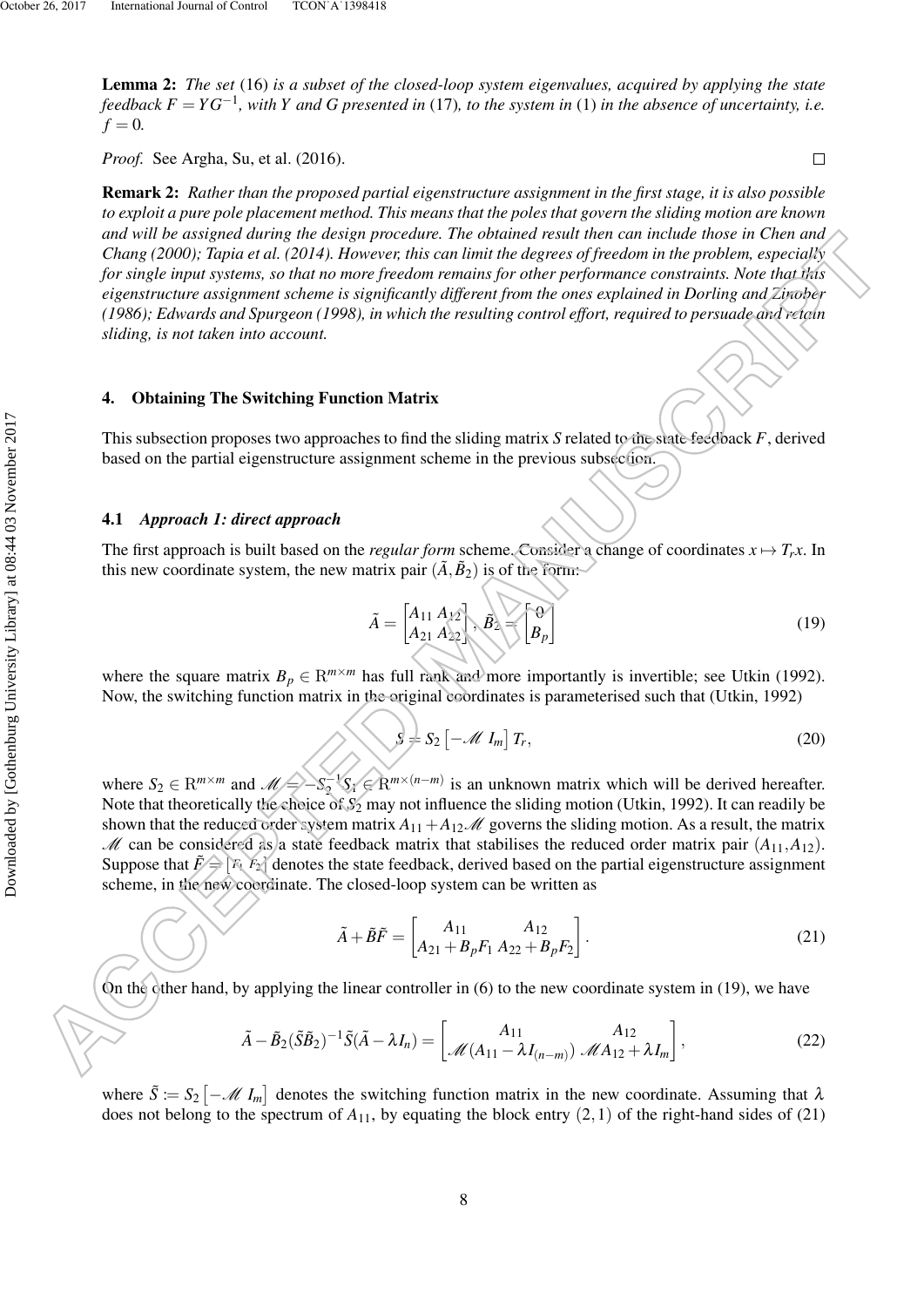**Lemma 2:** *The set* (16) *is a subset of the closed-loop system eigenvalues, acquired by applying the state feedback $F = YG^{-1}$, with $Y$ and $G$ presented in* (17)*, to the system in* (1) *in the absence of uncertainty, i.e. $f = 0$.*

*Proof.* See Argha, Su, et al. (2016). □

**Remark 2:** *Rather than the proposed partial eigenstructure assignment in the first stage, it is also possible to exploit a pure pole placement method. This means that the poles that govern the sliding motion are known and will be assigned during the design procedure. The obtained result then can include those in Chen and Chang (2000); Tapia et al. (2014). However, this can limit the degrees of freedom in the problem, especially for single input systems, so that no more freedom remains for other performance constraints. Note that this eigenstructure assignment scheme is significantly different from the ones explained in Dorling and Zinober (1986); Edwards and Spurgeon (1998), in which the resulting control effort, required to persuade and retain sliding, is not taken into account.*

## 4. Obtaining The Switching Function Matrix

This subsection proposes two approaches to find the sliding matrix $S$ related to the state feedback $F$, derived based on the partial eigenstructure assignment scheme in the previous subsection.

### 4.1 *Approach 1: direct approach*

The first approach is built based on the *regular form* scheme. Consider a change of coordinates $x \mapsto T_r x$. In this new coordinate system, the new matrix pair $(\tilde{A}, \tilde{B}_2)$ is of the form:

$$\tilde{A} = \begin{bmatrix} A_{11} & A_{12} \\ A_{21} & A_{22} \end{bmatrix}, \; \tilde{B}_2 = \begin{bmatrix} 0 \\ B_p \end{bmatrix} \tag{19}$$

where the square matrix $B_p \in \mathrm{R}^{m\times m}$ has full rank and more importantly is invertible; see Utkin (1992). Now, the switching function matrix in the original coordinates is parameterised such that (Utkin, 1992)

$$S = S_2 \begin{bmatrix} -\mathscr{M} & I_m \end{bmatrix} T_r, \tag{20}$$

where $S_2 \in \mathrm{R}^{m\times m}$ and $\mathscr{M} = -S_2^{-1}S_1 \in \mathrm{R}^{m\times(n-m)}$ is an unknown matrix which will be derived hereafter. Note that theoretically the choice of $S_2$ may not influence the sliding motion (Utkin, 1992). It can readily be shown that the reduced order system matrix $A_{11} + A_{12}\mathscr{M}$ governs the sliding motion. As a result, the matrix $\mathscr{M}$ can be considered as a state feedback matrix that stabilises the reduced order matrix pair $(A_{11}, A_{12})$. Suppose that $\tilde{F} = [F_1 \; F_2]$ denotes the state feedback, derived based on the partial eigenstructure assignment scheme, in the new coordinate. The closed-loop system can be written as

$$\tilde{A} + \tilde{B}\tilde{F} = \begin{bmatrix} A_{11} & A_{12} \\ A_{21} + B_p F_1 & A_{22} + B_p F_2 \end{bmatrix}. \tag{21}$$

On the other hand, by applying the linear controller in (6) to the new coordinate system in (19), we have

$$\tilde{A} - \tilde{B}_2(\tilde{S}\tilde{B}_2)^{-1}\tilde{S}(\tilde{A} - \lambda I_n) = \begin{bmatrix} A_{11} & A_{12} \\ \mathscr{M}(A_{11} - \lambda I_{(n-m)}) & \mathscr{M}A_{12} + \lambda I_m \end{bmatrix}, \tag{22}$$

where $\tilde{S} := S_2 \begin{bmatrix} -\mathscr{M} & I_m \end{bmatrix}$ denotes the switching function matrix in the new coordinate. Assuming that $\lambda$ does not belong to the spectrum of $A_{11}$, by equating the block entry $(2,1)$ of the right-hand sides of (21)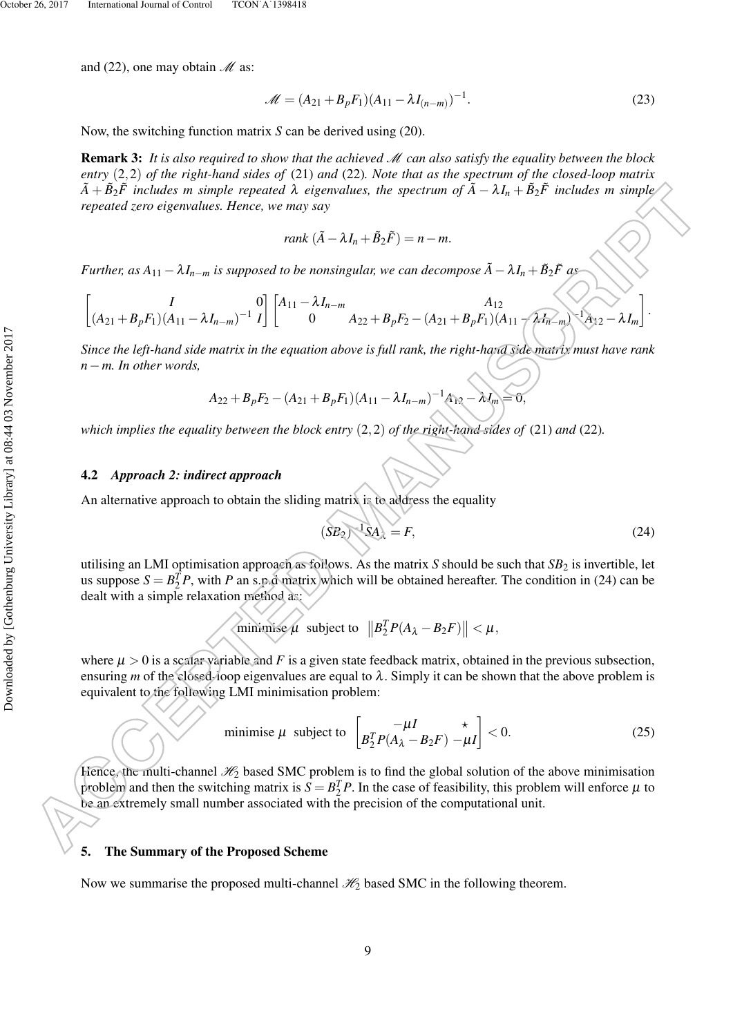and (22), one may obtain $\mathscr{M}$ as:

$$\mathscr{M} = (A_{21} + B_p F_1)(A_{11} - \lambda I_{(n-m)})^{-1}. \tag{23}$$

Now, the switching function matrix $S$ can be derived using (20).

**Remark 3:** *It is also required to show that the achieved $\mathscr{M}$ can also satisfy the equality between the block entry $(2,2)$ of the right-hand sides of (21) and (22). Note that as the spectrum of the closed-loop matrix $\tilde{A} + \tilde{B}_2\tilde{F}$ includes $m$ simple repeated $\lambda$ eigenvalues, the spectrum of $\tilde{A} - \lambda I_n + \tilde{B}_2\tilde{F}$ includes $m$ simple repeated zero eigenvalues. Hence, we may say*

$$\text{rank } (\tilde{A} - \lambda I_n + \tilde{B}_2\tilde{F}) = n - m.$$

*Further, as $A_{11} - \lambda I_{n-m}$ is supposed to be nonsingular, we can decompose $\tilde{A} - \lambda I_n + \tilde{B}_2\tilde{F}$ as*

$$\begin{bmatrix} I & 0 \\ (A_{21} + B_p F_1)(A_{11} - \lambda I_{n-m})^{-1} & I \end{bmatrix} \begin{bmatrix} A_{11} - \lambda I_{n-m} & A_{12} \\ 0 & A_{22} + B_p F_2 - (A_{21} + B_p F_1)(A_{11} - \lambda I_{n-m})^{-1} A_{12} - \lambda I_m \end{bmatrix}.$$

*Since the left-hand side matrix in the equation above is full rank, the right-hand side matrix must have rank $n - m$. In other words,*

$$A_{22} + B_p F_2 - (A_{21} + B_p F_1)(A_{11} - \lambda I_{n-m})^{-1} A_{12} - \lambda I_m = 0,$$

*which implies the equality between the block entry $(2,2)$ of the right-hand sides of (21) and (22).*

### 4.2 *Approach 2: indirect approach*

An alternative approach to obtain the sliding matrix is to address the equality

$$(SB_2)^{-1} SA_\lambda = F, \tag{24}$$

utilising an LMI optimisation approach as follows. As the matrix $S$ should be such that $SB_2$ is invertible, let us suppose $S = B_2^T P$, with $P$ an s.p.d matrix which will be obtained hereafter. The condition in (24) can be dealt with a simple relaxation method as:

$$\text{minimise } \mu \;\text{ subject to }\; \left\| B_2^T P (A_\lambda - B_2 F) \right\| < \mu,$$

where $\mu > 0$ is a scalar variable and $F$ is a given state feedback matrix, obtained in the previous subsection, ensuring $m$ of the closed-loop eigenvalues are equal to $\lambda$. Simply it can be shown that the above problem is equivalent to the following LMI minimisation problem:

$$\text{minimise } \mu \;\text{ subject to }\; \begin{bmatrix} -\mu I & \star \\ B_2^T P (A_\lambda - B_2 F) & -\mu I \end{bmatrix} < 0. \tag{25}$$

Hence, the multi-channel $\mathscr{H}_2$ based SMC problem is to find the global solution of the above minimisation problem and then the switching matrix is $S = B_2^T P$. In the case of feasibility, this problem will enforce $\mu$ to be an extremely small number associated with the precision of the computational unit.

## 5. The Summary of the Proposed Scheme

Now we summarise the proposed multi-channel $\mathscr{H}_2$ based SMC in the following theorem.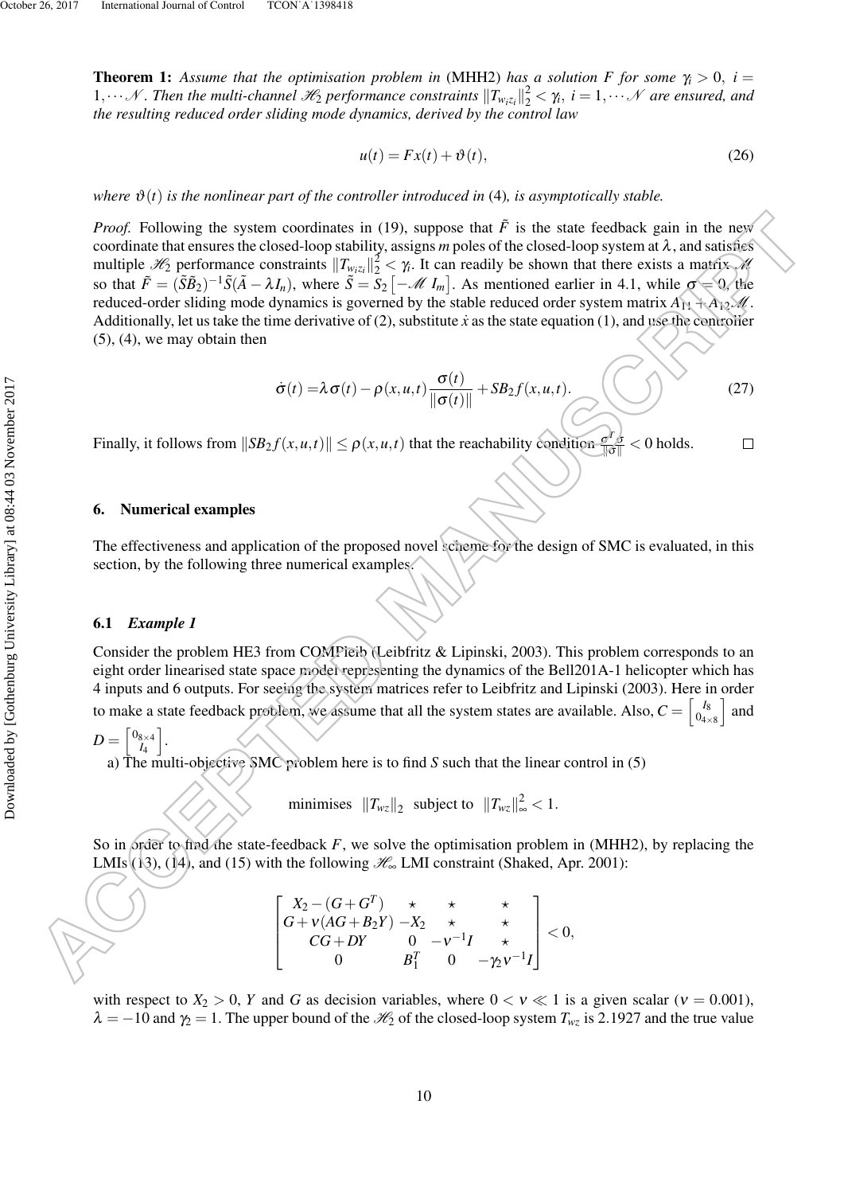**Theorem 1:** *Assume that the optimisation problem in* (MHH2) *has a solution $F$ for some $\gamma_i > 0$, $i = 1, \cdots \mathcal{N}$. Then the multi-channel $\mathcal{H}_2$ performance constraints $\|T_{w_i z_i}\|_2^2 < \gamma_i$, $i = 1, \cdots \mathcal{N}$ are ensured, and the resulting reduced order sliding mode dynamics, derived by the control law*

$$u(t) = Fx(t) + \vartheta(t), \tag{26}$$

*where $\vartheta(t)$ is the nonlinear part of the controller introduced in* (4)*, is asymptotically stable.*

*Proof.* Following the system coordinates in (19), suppose that $\tilde{F}$ is the state feedback gain in the new coordinate that ensures the closed-loop stability, assigns $m$ poles of the closed-loop system at $\lambda$, and satisfies multiple $\mathcal{H}_2$ performance constraints $\|T_{w_i z_i}\|_2^2 < \gamma_i$. It can readily be shown that there exists a matrix $\mathcal{M}$ so that $\tilde{F} = (\tilde{S}\tilde{B}_2)^{-1}\tilde{S}(\tilde{A} - \lambda I_n)$, where $\tilde{S} = S_2 \begin{bmatrix} -\mathcal{M} & I_m \end{bmatrix}$. As mentioned earlier in 4.1, while $\sigma = 0$, the reduced-order sliding mode dynamics is governed by the stable reduced order system matrix $A_{11} + A_{12}\mathcal{M}$. Additionally, let us take the time derivative of (2), substitute $\dot{x}$ as the state equation (1), and use the controller (5), (4), we may obtain then

$$\dot{\sigma}(t) = \lambda\sigma(t) - \rho(x,u,t)\frac{\sigma(t)}{\|\sigma(t)\|} + SB_2 f(x,u,t). \tag{27}$$

Finally, it follows from $\|SB_2 f(x,u,t)\| \leq \rho(x,u,t)$ that the reachability condition $\frac{\sigma^T\dot{\sigma}}{\|\sigma\|} < 0$ holds. □

## 6. Numerical examples

The effectiveness and application of the proposed novel scheme for the design of SMC is evaluated, in this section, by the following three numerical examples.

### 6.1 *Example 1*

Consider the problem HE3 from COMPleib (Leibfritz & Lipinski, 2003). This problem corresponds to an eight order linearised state space model representing the dynamics of the Bell201A-1 helicopter which has 4 inputs and 6 outputs. For seeing the system matrices refer to Leibfritz and Lipinski (2003). Here in order to make a state feedback problem, we assume that all the system states are available. Also, $C = \begin{bmatrix} I_8 \\ 0_{4\times 8} \end{bmatrix}$ and $D = \begin{bmatrix} 0_{8\times 4} \\ I_4 \end{bmatrix}$.

a) The multi-objective SMC problem here is to find $S$ such that the linear control in (5)

$$\text{minimises} \quad \|T_{wz}\|_2 \quad \text{subject to} \quad \|T_{wz}\|_\infty^2 < 1.$$

So in order to find the state-feedback $F$, we solve the optimisation problem in (MHH2), by replacing the LMIs (13), (14), and (15) with the following $\mathcal{H}_\infty$ LMI constraint (Shaked, Apr. 2001):

$$\begin{bmatrix} X_2 - (G + G^T) & \star & \star & \star \\ G + \nu(AG + B_2 Y) & -X_2 & \star & \star \\ CG + DY & 0 & -\nu^{-1}I & \star \\ 0 & B_1^T & 0 & -\gamma_2\nu^{-1}I \end{bmatrix} < 0,$$

with respect to $X_2 > 0$, $Y$ and $G$ as decision variables, where $0 < \nu \ll 1$ is a given scalar ($\nu = 0.001$), $\lambda = -10$ and $\gamma_2 = 1$. The upper bound of the $\mathcal{H}_2$ of the closed-loop system $T_{wz}$ is 2.1927 and the true value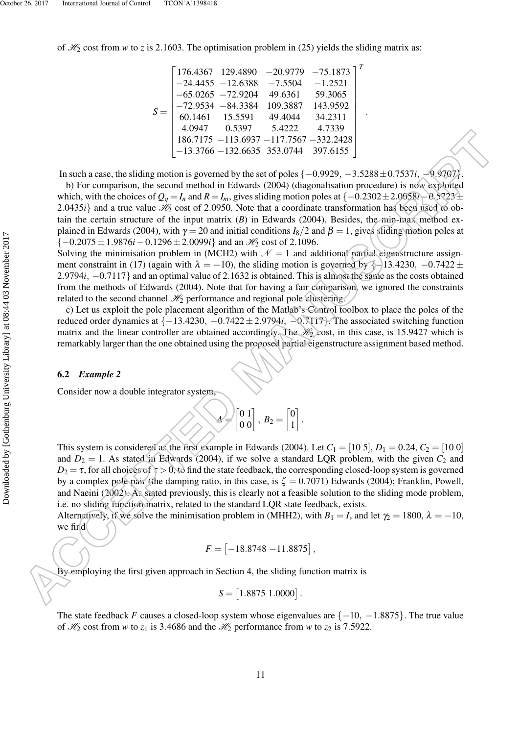of $\mathscr{H}_2$ cost from $w$ to $z$ is 2.1603. The optimisation problem in (25) yields the sliding matrix as:

$$S = \begin{bmatrix} 176.4367 & 129.4890 & -20.9779 & -75.1873 \\ -24.4455 & -12.6388 & -7.5504 & -1.2521 \\ -65.0265 & -72.9204 & 49.6361 & 59.3065 \\ -72.9534 & -84.3384 & 109.3887 & 143.9592 \\ 60.1461 & 15.5591 & 49.4044 & 34.2311 \\ 4.0947 & 0.5397 & 5.4222 & 4.7339 \\ 186.7175 & -113.6937 & -117.7567 & -332.2428 \\ -13.3766 & -132.6635 & 353.0744 & 397.6155 \end{bmatrix}^T.$$

In such a case, the sliding motion is governed by the set of poles $\{-0.9929,\ -3.5288 \pm 0.7537i,\ -9.9707\}$.

b) For comparison, the second method in Edwards (2004) (diagonalisation procedure) is now exploited which, with the choices of $Q_q = I_n$ and $R = I_m$, gives sliding motion poles at $\{-0.2302 \pm 2.0058i\ -0.5723 \pm 2.0435i\}$ and a true value $\mathscr{H}_2$ cost of 2.0950. Note that a coordinate transformation has been used to obtain the certain structure of the input matrix ($B$) in Edwards (2004). Besides, the min-max method explained in Edwards (2004), with $\gamma = 20$ and initial conditions $I_8/2$ and $\beta = 1$, gives sliding motion poles at $\{-0.2075 \pm 1.9876i\ -0.1296 \pm 2.0099i\}$ and an $\mathscr{H}_2$ cost of 2.1096.

Solving the minimisation problem in (MCH2) with $\mathscr{N} = 1$ and additional partial eigenstructure assignment constraint in (17) (again with $\lambda = -10$), the sliding motion is governed by $\{-13.4230,\ -0.7422 \pm 2.9794i,\ -0.7117\}$ and an optimal value of 2.1632 is obtained. This is almost the same as the costs obtained from the methods of Edwards (2004). Note that for having a fair comparison, we ignored the constraints related to the second channel $\mathscr{H}_2$ performance and regional pole clustering.

c) Let us exploit the pole placement algorithm of the Matlab's Control toolbox to place the poles of the reduced order dynamics at $\{-13.4230,\ -0.7422 \pm 2.9794i,\ -0.7117\}$. The associated switching function matrix and the linear controller are obtained accordingly. The $\mathscr{H}_2$ cost, in this case, is 15.9427 which is remarkably larger than the one obtained using the proposed partial eigenstructure assignment based method.

### 6.2 *Example 2*

Consider now a double integrator system,

$$A = \begin{bmatrix} 0 & 1 \\ 0 & 0 \end{bmatrix},\ B_2 = \begin{bmatrix} 0 \\ 1 \end{bmatrix}.$$

This system is considered as the first example in Edwards (2004). Let $C_1 = [10\ 5]$, $D_1 = 0.24$, $C_2 = [10\ 0]$ and $D_2 = 1$. As stated in Edwards (2004), if we solve a standard LQR problem, with the given $C_2$ and $D_2 = \tau$, for all choices of $\tau > 0$, to find the state feedback, the corresponding closed-loop system is governed by a complex pole pair (the damping ratio, in this case, is $\zeta = 0.7071$) Edwards (2004); Franklin, Powell, and Naeini (2002). As stated previously, this is clearly not a feasible solution to the sliding mode problem, i.e. no sliding function matrix, related to the standard LQR state feedback, exists.

Alternatively, if we solve the minimisation problem in (MHH2), with $B_1 = I$, and let $\gamma_2 = 1800$, $\lambda = -10$, we find

$$F = \begin{bmatrix} -18.8748 & -11.8875 \end{bmatrix},$$

By employing the first given approach in Section 4, the sliding function matrix is

$$S = \begin{bmatrix} 1.8875 & 1.0000 \end{bmatrix}.$$

The state feedback $F$ causes a closed-loop system whose eigenvalues are $\{-10,\ -1.8875\}$. The true value of $\mathscr{H}_2$ cost from $w$ to $z_1$ is 3.4686 and the $\mathscr{H}_2$ performance from $w$ to $z_2$ is 7.5922.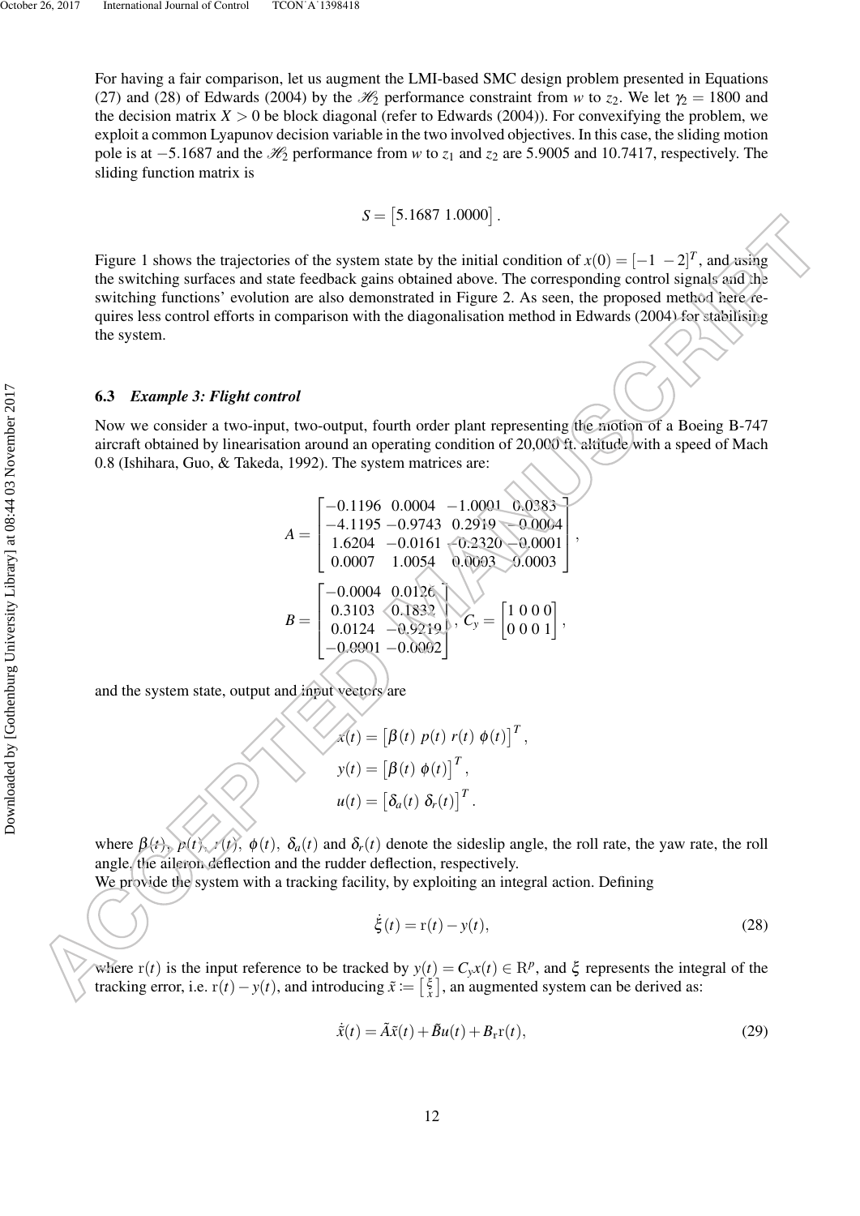For having a fair comparison, let us augment the LMI-based SMC design problem presented in Equations (27) and (28) of Edwards (2004) by the $\mathscr{H}_2$ performance constraint from $w$ to $z_2$. We let $\gamma_2 = 1800$ and the decision matrix $X > 0$ be block diagonal (refer to Edwards (2004)). For convexifying the problem, we exploit a common Lyapunov decision variable in the two involved objectives. In this case, the sliding motion pole is at $-5.1687$ and the $\mathscr{H}_2$ performance from $w$ to $z_1$ and $z_2$ are 5.9005 and 10.7417, respectively. The sliding function matrix is

$$S = \begin{bmatrix} 5.1687 & 1.0000 \end{bmatrix}.$$

Figure 1 shows the trajectories of the system state by the initial condition of $x(0) = [-1\ -2]^T$, and using the switching surfaces and state feedback gains obtained above. The corresponding control signals and the switching functions' evolution are also demonstrated in Figure 2. As seen, the proposed method here requires less control efforts in comparison with the diagonalisation method in Edwards (2004) for stabilising the system.

### 6.3 *Example 3: Flight control*

Now we consider a two-input, two-output, fourth order plant representing the motion of a Boeing B-747 aircraft obtained by linearisation around an operating condition of 20,000 ft. altitude with a speed of Mach 0.8 (Ishihara, Guo, & Takeda, 1992). The system matrices are:

$$A = \begin{bmatrix} -0.1196 & 0.0004 & -1.0001 & 0.0383 \\ -4.1195 & -0.9743 & 0.2919 & -0.0004 \\ 1.6204 & -0.0161 & -0.2320 & -0.0001 \\ 0.0007 & 1.0054 & 0.0093 & 0.0003 \end{bmatrix},$$

$$B = \begin{bmatrix} -0.0004 & 0.0126 \\ 0.3103 & 0.1832 \\ 0.0124 & -0.9219 \\ -0.0001 & -0.0002 \end{bmatrix}, \ C_y = \begin{bmatrix} 1 & 0 & 0 & 0 \\ 0 & 0 & 0 & 1 \end{bmatrix},$$

and the system state, output and input vectors are

$$x(t) = \begin{bmatrix} \beta(t) & p(t) & r(t) & \phi(t) \end{bmatrix}^T,$$
$$y(t) = \begin{bmatrix} \beta(t) & \phi(t) \end{bmatrix}^T,$$
$$u(t) = \begin{bmatrix} \delta_a(t) & \delta_r(t) \end{bmatrix}^T.$$

where $\beta(t)$, $p(t)$, $r(t)$, $\phi(t)$, $\delta_a(t)$ and $\delta_r(t)$ denote the sideslip angle, the roll rate, the yaw rate, the roll angle, the aileron deflection and the rudder deflection, respectively.
We provide the system with a tracking facility, by exploiting an integral action. Defining

$$\dot{\xi}(t) = \mathrm{r}(t) - y(t), \tag{28}$$

where $\mathrm{r}(t)$ is the input reference to be tracked by $y(t) = C_y x(t) \in \mathrm{R}^p$, and $\xi$ represents the integral of the tracking error, i.e. $\mathrm{r}(t) - y(t)$, and introducing $\tilde{x} := \left[\begin{smallmatrix} \xi \\ x \end{smallmatrix}\right]$, an augmented system can be derived as:

$$\dot{\tilde{x}}(t) = \tilde{A}\tilde{x}(t) + \tilde{B}u(t) + B_{\mathrm{r}}\mathrm{r}(t), \tag{29}$$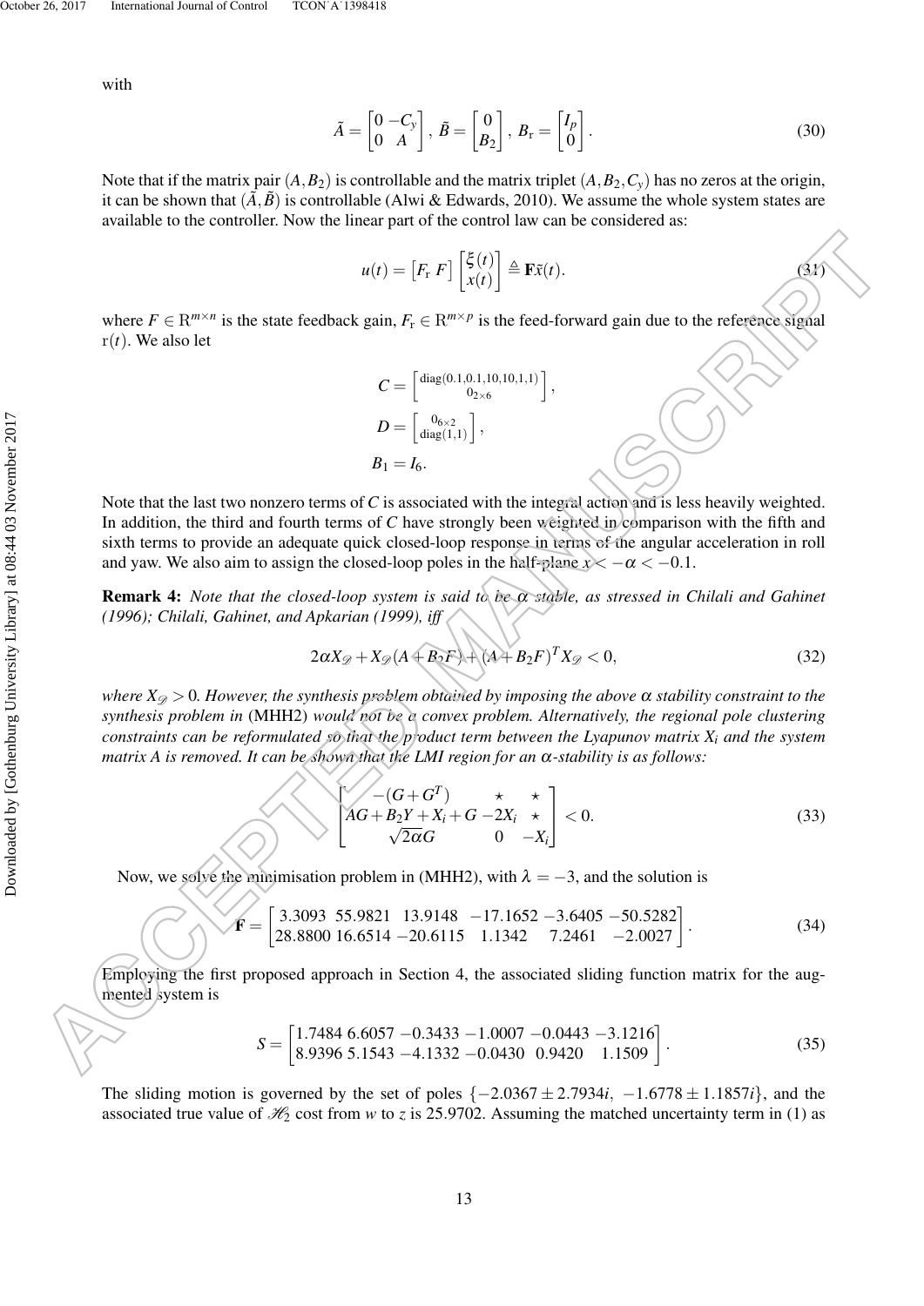with

$$\tilde{A} = \begin{bmatrix} 0 & -C_y \\ 0 & A \end{bmatrix}, \; \tilde{B} = \begin{bmatrix} 0 \\ B_2 \end{bmatrix}, \; B_{\rm r} = \begin{bmatrix} I_p \\ 0 \end{bmatrix}. \tag{30}$$

Note that if the matrix pair $(A, B_2)$ is controllable and the matrix triplet $(A, B_2, C_y)$ has no zeros at the origin, it can be shown that $(\tilde{A}, \tilde{B})$ is controllable (Alwi & Edwards, 2010). We assume the whole system states are available to the controller. Now the linear part of the control law can be considered as:

$$u(t) = \begin{bmatrix} F_{\rm r} & F \end{bmatrix} \begin{bmatrix} \xi(t) \\ x(t) \end{bmatrix} \triangleq \mathbf{F}\tilde{x}(t). \tag{31}$$

where $F \in \mathrm{R}^{m \times n}$ is the state feedback gain, $F_{\rm r} \in \mathrm{R}^{m \times p}$ is the feed-forward gain due to the reference signal $\mathrm{r}(t)$. We also let

$$C = \begin{bmatrix} {\rm diag}(0.1, 0.1, 10, 10, 1, 1) \\ 0_{2\times 6} \end{bmatrix},$$

$$D = \begin{bmatrix} 0_{6\times 2} \\ {\rm diag}(1, 1) \end{bmatrix},$$

$$B_1 = I_6.$$

Note that the last two nonzero terms of $C$ is associated with the integral action and is less heavily weighted. In addition, the third and fourth terms of $C$ have strongly been weighted in comparison with the fifth and sixth terms to provide an adequate quick closed-loop response in terms of the angular acceleration in roll and yaw. We also aim to assign the closed-loop poles in the half-plane $x < -\alpha < -0.1$.

**Remark 4:** *Note that the closed-loop system is said to be $\alpha$ stable, as stressed in Chilali and Gahinet (1996); Chilali, Gahinet, and Apkarian (1999), iff*

$$2\alpha X_{\mathscr{D}} + X_{\mathscr{D}}(A + B_2F) + (A + B_2F)^T X_{\mathscr{D}} < 0, \tag{32}$$

*where $X_{\mathscr{D}} > 0$. However, the synthesis problem obtained by imposing the above $\alpha$ stability constraint to the synthesis problem in* (MHH2) *would not be a convex problem. Alternatively, the regional pole clustering constraints can be reformulated so that the product term between the Lyapunov matrix $X_i$ and the system matrix $A$ is removed. It can be shown that the LMI region for an $\alpha$-stability is as follows:*

$$\begin{bmatrix} -(G + G^T) & \star & \star \\ AG + B_2Y + X_i + G & -2X_i & \star \\ \sqrt{2\alpha}G & 0 & -X_i \end{bmatrix} < 0. \tag{33}$$

Now, we solve the minimisation problem in (MHH2), with $\lambda = -3$, and the solution is

$$\mathbf{F} = \begin{bmatrix} 3.3093 & 55.9821 & 13.9148 & -17.1652 & -3.6405 & -50.5282 \\ 28.8800 & 16.6514 & -20.6115 & 1.1342 & 7.2461 & -2.0027 \end{bmatrix}. \tag{34}$$

Employing the first proposed approach in Section 4, the associated sliding function matrix for the augmented system is

$$S = \begin{bmatrix} 1.7484 & 6.6057 & -0.3433 & -1.0007 & -0.0443 & -3.1216 \\ 8.9396 & 5.1543 & -4.1332 & -0.0430 & 0.9420 & 1.1509 \end{bmatrix}. \tag{35}$$

The sliding motion is governed by the set of poles $\{-2.0367 \pm 2.7934i, \; -1.6778 \pm 1.1857i\}$, and the associated true value of $\mathscr{H}_2$ cost from $w$ to $z$ is 25.9702. Assuming the matched uncertainty term in (1) as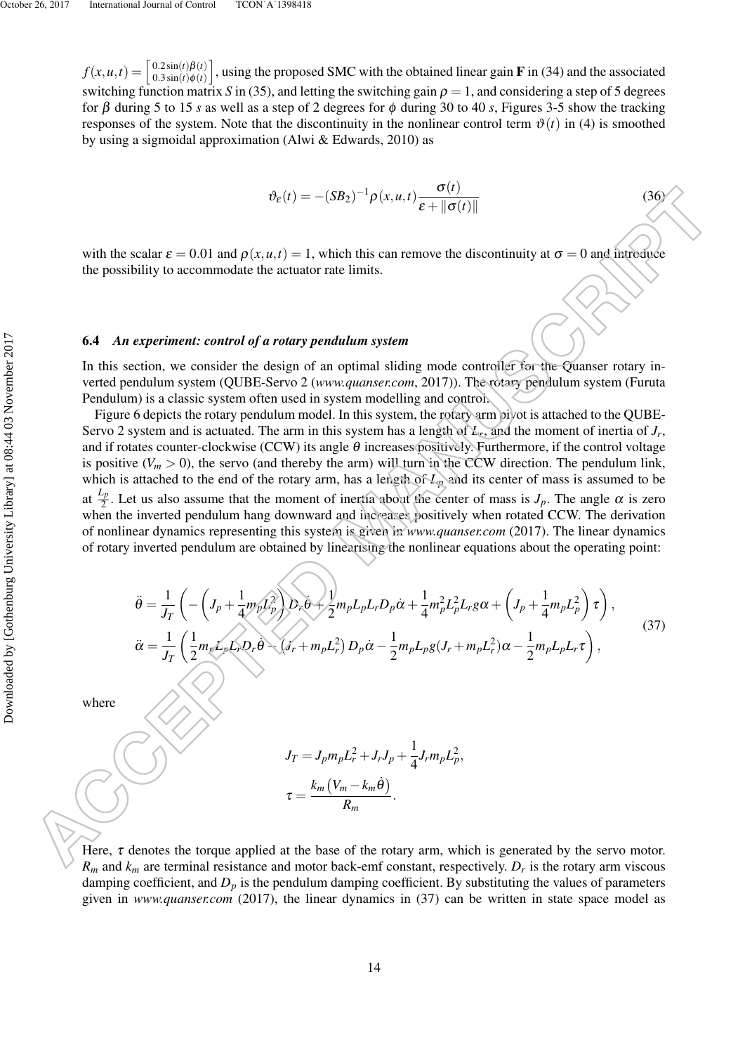$f(x,u,t) = \begin{bmatrix} 0.2\sin(t)\beta(t) \\ 0.3\sin(t)\phi(t) \end{bmatrix}$, using the proposed SMC with the obtained linear gain $\mathbf{F}$ in (34) and the associated switching function matrix $S$ in (35), and letting the switching gain $\rho = 1$, and considering a step of 5 degrees for $\beta$ during 5 to 15 $s$ as well as a step of 2 degrees for $\phi$ during 30 to 40 $s$, Figures 3-5 show the tracking responses of the system. Note that the discontinuity in the nonlinear control term $\vartheta(t)$ in (4) is smoothed by using a sigmoidal approximation (Alwi & Edwards, 2010) as

$$\vartheta_\varepsilon(t) = -(SB_2)^{-1}\rho(x,u,t)\frac{\sigma(t)}{\varepsilon + \|\sigma(t)\|} \tag{36}$$

with the scalar $\varepsilon = 0.01$ and $\rho(x,u,t) = 1$, which this can remove the discontinuity at $\sigma = 0$ and introduce the possibility to accommodate the actuator rate limits.

### 6.4 *An experiment: control of a rotary pendulum system*

In this section, we consider the design of an optimal sliding mode controller for the Quanser rotary inverted pendulum system (QUBE-Servo 2 (*www.quanser.com*, 2017)). The rotary pendulum system (Furuta Pendulum) is a classic system often used in system modelling and control.

Figure 6 depicts the rotary pendulum model. In this system, the rotary arm pivot is attached to the QUBE-Servo 2 system and is actuated. The arm in this system has a length of $L_r$, and the moment of inertia of $J_r$, and if rotates counter-clockwise (CCW) its angle $\theta$ increases positively. Furthermore, if the control voltage is positive ($V_m > 0$), the servo (and thereby the arm) will turn in the CCW direction. The pendulum link, which is attached to the end of the rotary arm, has a length of $L_p$ and its center of mass is assumed to be at $\frac{L_p}{2}$. Let us also assume that the moment of inertia about the center of mass is $J_p$. The angle $\alpha$ is zero when the inverted pendulum hang downward and increases positively when rotated CCW. The derivation of nonlinear dynamics representing this system is given in *www.quanser.com* (2017). The linear dynamics of rotary inverted pendulum are obtained by linearising the nonlinear equations about the operating point:

$$\begin{aligned}
\ddot{\theta} &= \frac{1}{J_T}\left(-\left(J_p + \frac{1}{4}m_pL_p^2\right)D_r\dot{\theta} + \frac{1}{2}m_pL_pL_rD_p\dot{\alpha} + \frac{1}{4}m_p^2L_p^2L_rg\alpha + \left(J_p + \frac{1}{4}m_pL_p^2\right)\tau\right), \\
\ddot{\alpha} &= \frac{1}{J_T}\left(\frac{1}{2}m_pL_pL_rD_r\dot{\theta} - \left(J_r + m_pL_r^2\right)D_p\dot{\alpha} - \frac{1}{2}m_pL_pg(J_r + m_pL_r^2)\alpha - \frac{1}{2}m_pL_pL_r\tau\right),
\end{aligned} \tag{37}$$

where

$$J_T = J_pm_pL_r^2 + J_rJ_p + \frac{1}{4}J_rm_pL_p^2,$$

$$\tau = \frac{k_m\left(V_m - k_m\dot{\theta}\right)}{R_m}.$$

Here, $\tau$ denotes the torque applied at the base of the rotary arm, which is generated by the servo motor. $R_m$ and $k_m$ are terminal resistance and motor back-emf constant, respectively. $D_r$ is the rotary arm viscous damping coefficient, and $D_p$ is the pendulum damping coefficient. By substituting the values of parameters given in *www.quanser.com* (2017), the linear dynamics in (37) can be written in state space model as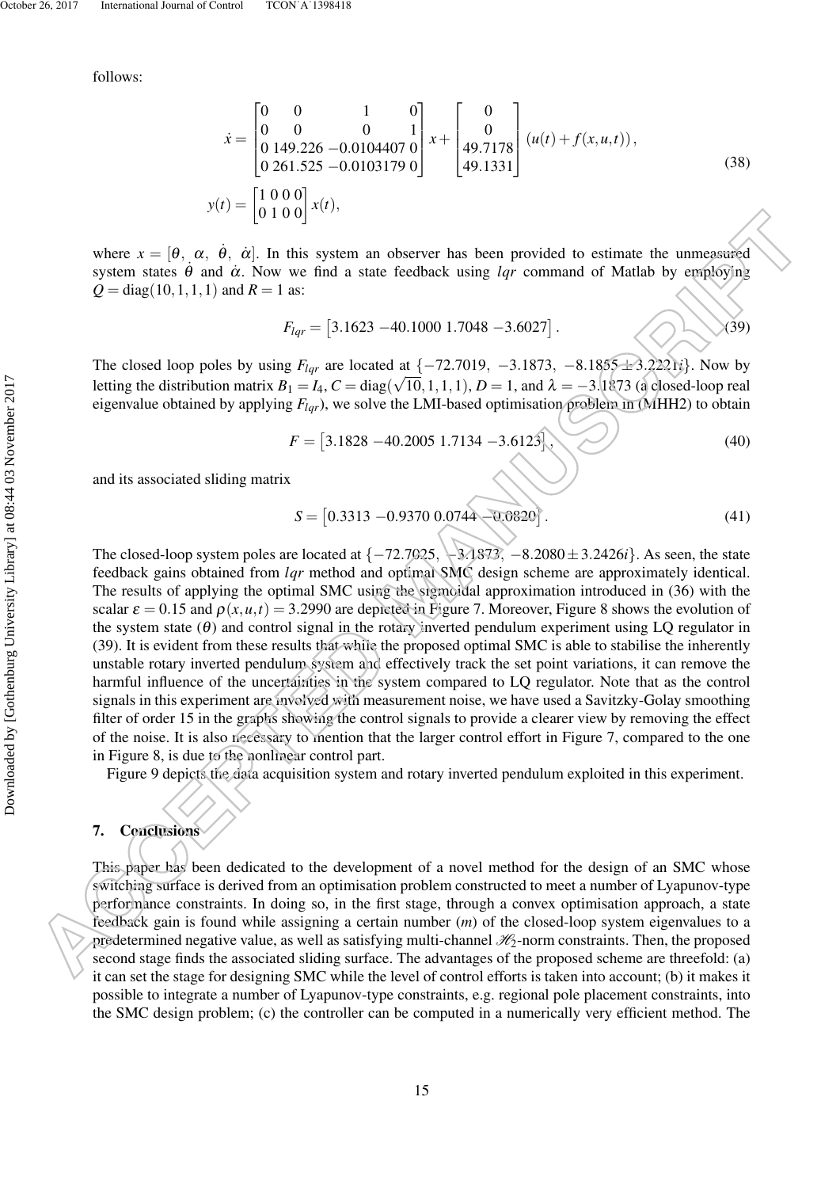follows:

$$\dot{x} = \begin{bmatrix} 0 & 0 & 1 & 0 \\ 0 & 0 & 0 & 1 \\ 0 & 149.226 & -0.0104407 & 0 \\ 0 & 261.525 & -0.0103179 & 0 \end{bmatrix} x + \begin{bmatrix} 0 \\ 0 \\ 49.7178 \\ 49.1331 \end{bmatrix} (u(t) + f(x,u,t)),$$
$$y(t) = \begin{bmatrix} 1 & 0 & 0 & 0 \\ 0 & 1 & 0 & 0 \end{bmatrix} x(t), \tag{38}$$

where $x = [\theta,\ \alpha,\ \dot{\theta},\ \dot{\alpha}]$. In this system an observer has been provided to estimate the unmeasured system states $\dot{\theta}$ and $\dot{\alpha}$. Now we find a state feedback using *lqr* command of Matlab by employing $Q = \mathrm{diag}(10,1,1,1)$ and $R = 1$ as:

$$F_{lqr} = \begin{bmatrix} 3.1623 & -40.1000 & 1.7048 & -3.6027 \end{bmatrix}. \tag{39}$$

The closed loop poles by using $F_{lqr}$ are located at $\{-72.7019,\ -3.1873,\ -8.1855 \pm 3.2221i\}$. Now by letting the distribution matrix $B_1 = I_4$, $C = \mathrm{diag}(\sqrt{10},1,1,1)$, $D = 1$, and $\lambda = -3.1873$ (a closed-loop real eigenvalue obtained by applying $F_{lqr}$), we solve the LMI-based optimisation problem in (MHH2) to obtain

$$F = \begin{bmatrix} 3.1828 & -40.2005 & 1.7134 & -3.6123 \end{bmatrix}, \tag{40}$$

and its associated sliding matrix

$$S = \begin{bmatrix} 0.3313 & -0.9370 & 0.0744 & -0.0820 \end{bmatrix}. \tag{41}$$

The closed-loop system poles are located at $\{-72.7025,\ -3.1873,\ -8.2080 \pm 3.2426i\}$. As seen, the state feedback gains obtained from *lqr* method and optimal SMC design scheme are approximately identical. The results of applying the optimal SMC using the sigmoidal approximation introduced in (36) with the scalar $\varepsilon = 0.15$ and $\rho(x,u,t) = 3.2990$ are depicted in Figure 7. Moreover, Figure 8 shows the evolution of the system state ($\theta$) and control signal in the rotary inverted pendulum experiment using LQ regulator in (39). It is evident from these results that while the proposed optimal SMC is able to stabilise the inherently unstable rotary inverted pendulum system and effectively track the set point variations, it can remove the harmful influence of the uncertainties in the system compared to LQ regulator. Note that as the control signals in this experiment are involved with measurement noise, we have used a Savitzky-Golay smoothing filter of order 15 in the graphs showing the control signals to provide a clearer view by removing the effect of the noise. It is also necessary to mention that the larger control effort in Figure 7, compared to the one in Figure 8, is due to the nonlinear control part.

Figure 9 depicts the data acquisition system and rotary inverted pendulum exploited in this experiment.

## 7. Conclusions

This paper has been dedicated to the development of a novel method for the design of an SMC whose switching surface is derived from an optimisation problem constructed to meet a number of Lyapunov-type performance constraints. In doing so, in the first stage, through a convex optimisation approach, a state feedback gain is found while assigning a certain number ($m$) of the closed-loop system eigenvalues to a predetermined negative value, as well as satisfying multi-channel $\mathscr{H}_2$-norm constraints. Then, the proposed second stage finds the associated sliding surface. The advantages of the proposed scheme are threefold: (a) it can set the stage for designing SMC while the level of control efforts is taken into account; (b) it makes it possible to integrate a number of Lyapunov-type constraints, e.g. regional pole placement constraints, into the SMC design problem; (c) the controller can be computed in a numerically very efficient method. The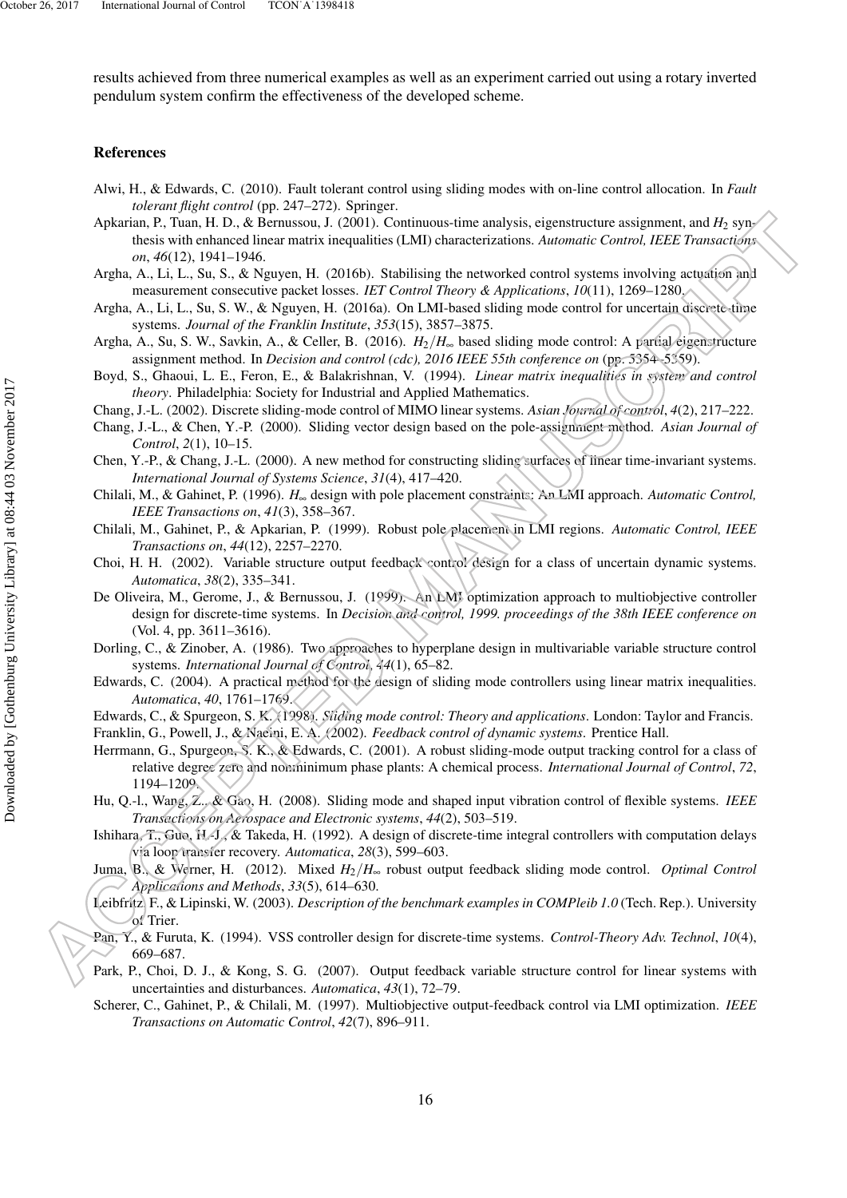results achieved from three numerical examples as well as an experiment carried out using a rotary inverted pendulum system confirm the effectiveness of the developed scheme.

## References

Alwi, H., & Edwards, C. (2010). Fault tolerant control using sliding modes with on-line control allocation. In *Fault tolerant flight control* (pp. 247–272). Springer.

Apkarian, P., Tuan, H. D., & Bernussou, J. (2001). Continuous-time analysis, eigenstructure assignment, and $H_2$ synthesis with enhanced linear matrix inequalities (LMI) characterizations. *Automatic Control, IEEE Transactions on*, *46*(12), 1941–1946.

Argha, A., Li, L., Su, S., & Nguyen, H. (2016b). Stabilising the networked control systems involving actuation and measurement consecutive packet losses. *IET Control Theory & Applications*, *10*(11), 1269–1280.

Argha, A., Li, L., Su, S. W., & Nguyen, H. (2016a). On LMI-based sliding mode control for uncertain discrete-time systems. *Journal of the Franklin Institute*, *353*(15), 3857–3875.

Argha, A., Su, S. W., Savkin, A., & Celler, B. (2016). $H_2/H_\infty$ based sliding mode control: A partial eigenstructure assignment method. In *Decision and control (cdc), 2016 IEEE 55th conference on* (pp. 5354–5359).

Boyd, S., Ghaoui, L. E., Feron, E., & Balakrishnan, V. (1994). *Linear matrix inequalities in system and control theory*. Philadelphia: Society for Industrial and Applied Mathematics.

Chang, J.-L. (2002). Discrete sliding-mode control of MIMO linear systems. *Asian Journal of control*, *4*(2), 217–222.

Chang, J.-L., & Chen, Y.-P. (2000). Sliding vector design based on the pole-assignment method. *Asian Journal of Control*, *2*(1), 10–15.

Chen, Y.-P., & Chang, J.-L. (2000). A new method for constructing sliding surfaces of linear time-invariant systems. *International Journal of Systems Science*, *31*(4), 417–420.

Chilali, M., & Gahinet, P. (1996). $H_\infty$ design with pole placement constraints: An LMI approach. *Automatic Control, IEEE Transactions on*, *41*(3), 358–367.

Chilali, M., Gahinet, P., & Apkarian, P. (1999). Robust pole placement in LMI regions. *Automatic Control, IEEE Transactions on*, *44*(12), 2257–2270.

Choi, H. H. (2002). Variable structure output feedback control design for a class of uncertain dynamic systems. *Automatica*, *38*(2), 335–341.

De Oliveira, M., Gerome, J., & Bernussou, J. (1999). An LMI optimization approach to multiobjective controller design for discrete-time systems. In *Decision and control, 1999. proceedings of the 38th IEEE conference on* (Vol. 4, pp. 3611–3616).

Dorling, C., & Zinober, A. (1986). Two approaches to hyperplane design in multivariable variable structure control systems. *International Journal of Control*, *44*(1), 65–82.

Edwards, C. (2004). A practical method for the design of sliding mode controllers using linear matrix inequalities. *Automatica*, *40*, 1761–1769.

Edwards, C., & Spurgeon, S. K. (1998). *Sliding mode control: Theory and applications*. London: Taylor and Francis.

Franklin, G., Powell, J., & Naeini, E. A. (2002). *Feedback control of dynamic systems*. Prentice Hall.

Herrmann, G., Spurgeon, S. K., & Edwards, C. (2001). A robust sliding-mode output tracking control for a class of relative degree zero and nonminimum phase plants: A chemical process. *International Journal of Control*, *72*, 1194–1209.

Hu, Q.-l., Wang, Z., & Gao, H. (2008). Sliding mode and shaped input vibration control of flexible systems. *IEEE Transactions on Aerospace and Electronic systems*, *44*(2), 503–519.

Ishihara, T., Guo, H.-J., & Takeda, H. (1992). A design of discrete-time integral controllers with computation delays via loop transfer recovery. *Automatica*, *28*(3), 599–603.

Juma, B., & Werner, H. (2012). Mixed $H_2/H_\infty$ robust output feedback sliding mode control. *Optimal Control Applications and Methods*, *33*(5), 614–630.

Leibfritz, F., & Lipinski, W. (2003). *Description of the benchmark examples in COMPleib 1.0* (Tech. Rep.). University of Trier.

Pan, Y., & Furuta, K. (1994). VSS controller design for discrete-time systems. *Control-Theory Adv. Technol*, *10*(4), 669–687.

Park, P., Choi, D. J., & Kong, S. G. (2007). Output feedback variable structure control for linear systems with uncertainties and disturbances. *Automatica*, *43*(1), 72–79.

Scherer, C., Gahinet, P., & Chilali, M. (1997). Multiobjective output-feedback control via LMI optimization. *IEEE Transactions on Automatic Control*, *42*(7), 896–911.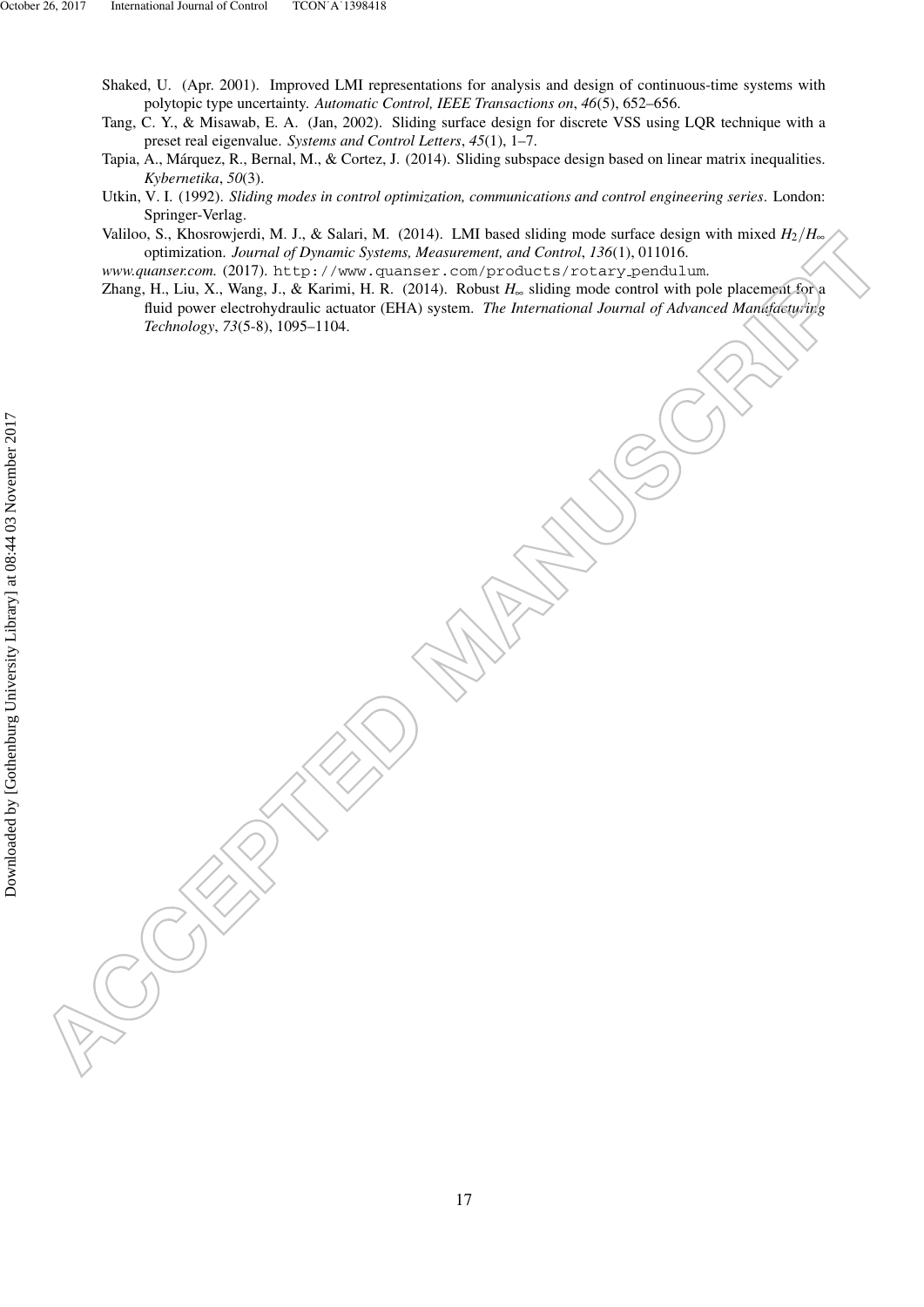Shaked, U. (Apr. 2001). Improved LMI representations for analysis and design of continuous-time systems with polytopic type uncertainty. *Automatic Control, IEEE Transactions on*, *46*(5), 652–656.

Tang, C. Y., & Misawab, E. A. (Jan, 2002). Sliding surface design for discrete VSS using LQR technique with a preset real eigenvalue. *Systems and Control Letters*, *45*(1), 1–7.

Tapia, A., Márquez, R., Bernal, M., & Cortez, J. (2014). Sliding subspace design based on linear matrix inequalities. *Kybernetika*, *50*(3).

Utkin, V. I. (1992). *Sliding modes in control optimization, communications and control engineering series*. London: Springer-Verlag.

Valiloo, S., Khosrowjerdi, M. J., & Salari, M. (2014). LMI based sliding mode surface design with mixed $H_2/H_\infty$ optimization. *Journal of Dynamic Systems, Measurement, and Control*, *136*(1), 011016.

*www.quanser.com.* (2017). `http://www.quanser.com/products/rotary_pendulum`.

Zhang, H., Liu, X., Wang, J., & Karimi, H. R. (2014). Robust $H_\infty$ sliding mode control with pole placement for a fluid power electrohydraulic actuator (EHA) system. *The International Journal of Advanced Manufacturing Technology*, *73*(5-8), 1095–1104.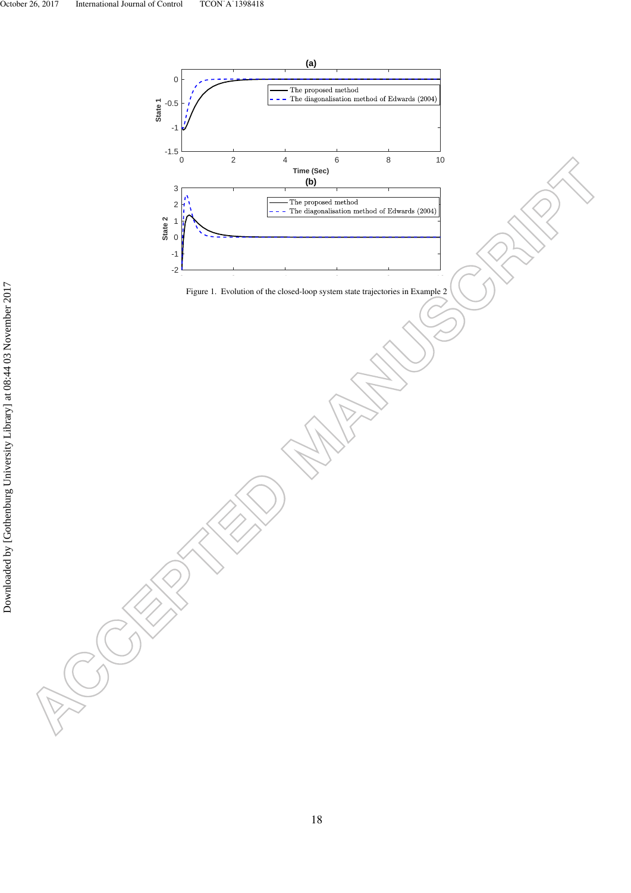Figure 1. Evolution of the closed-loop system state trajectories in Example 2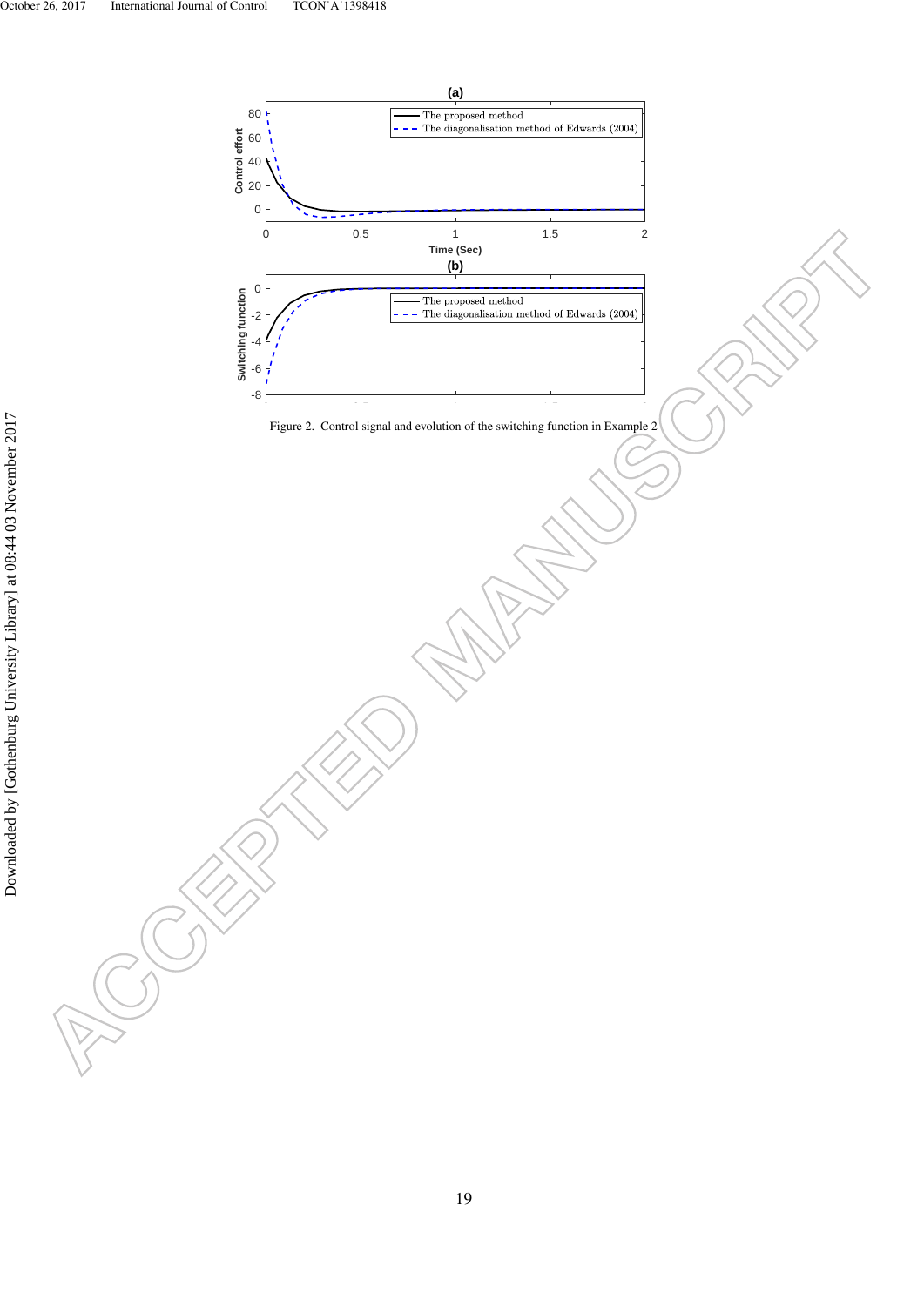Figure 2. Control signal and evolution of the switching function in Example 2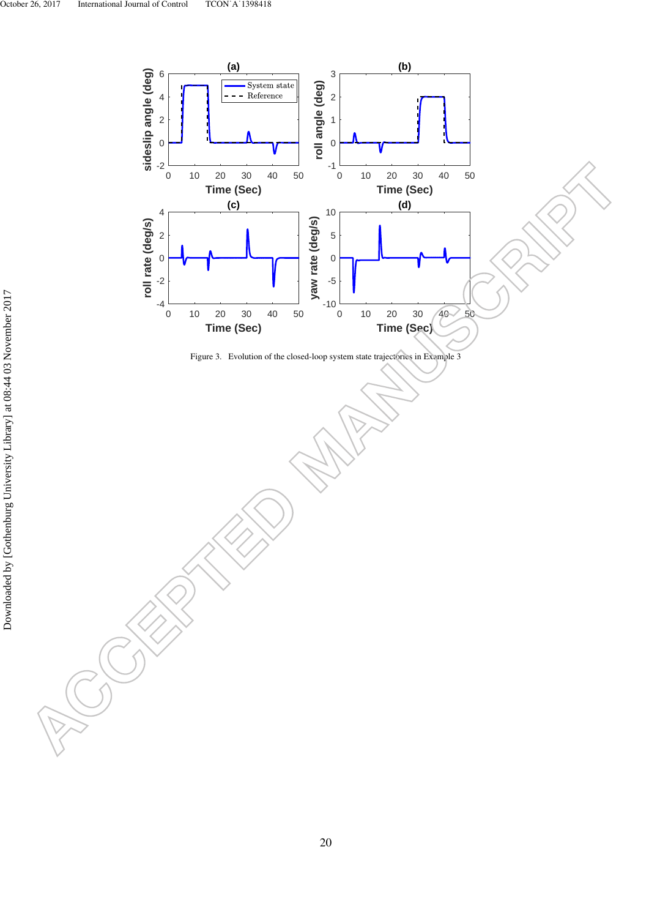Figure 3. Evolution of the closed-loop system state trajectories in Example 3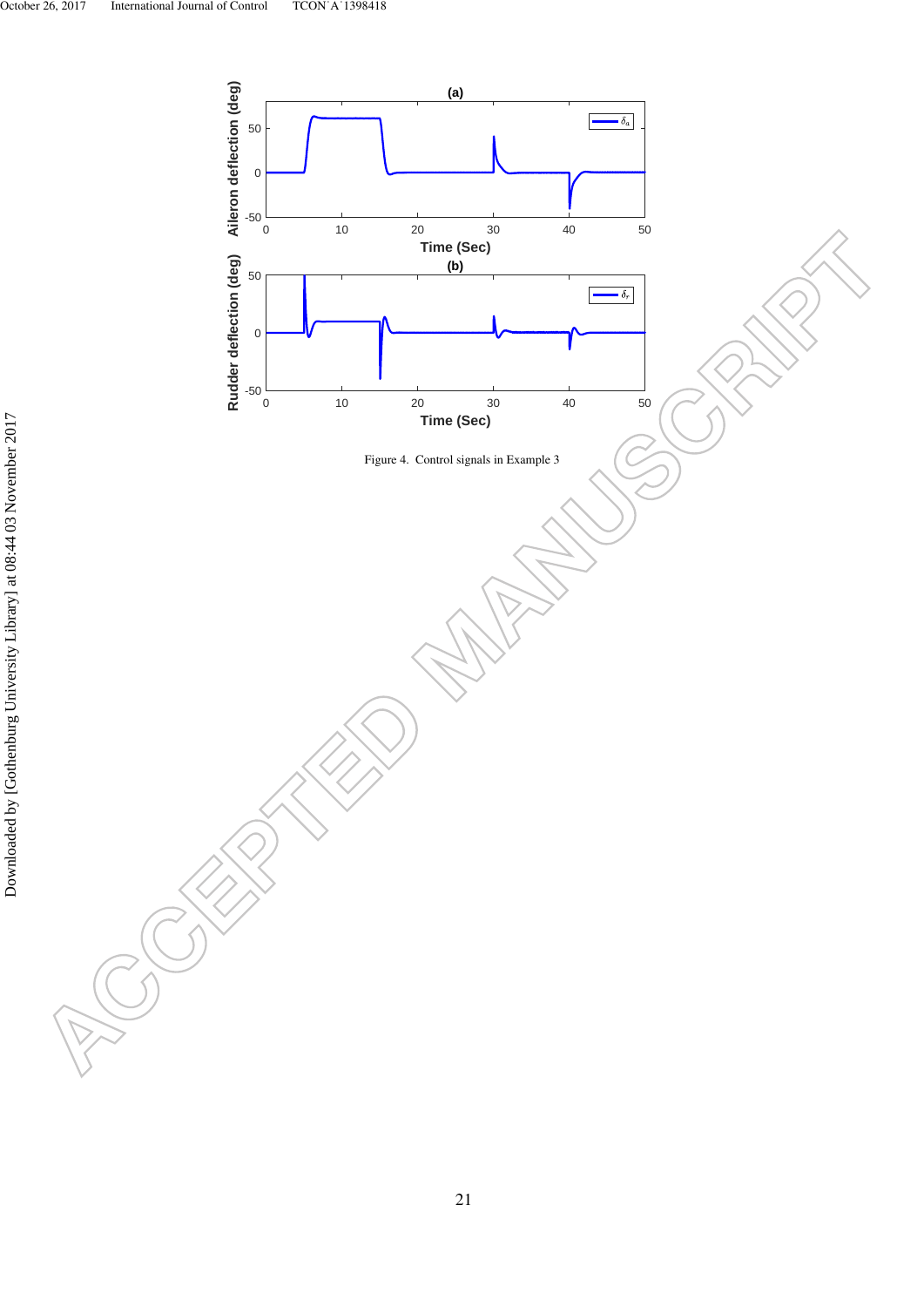Figure 4. Control signals in Example 3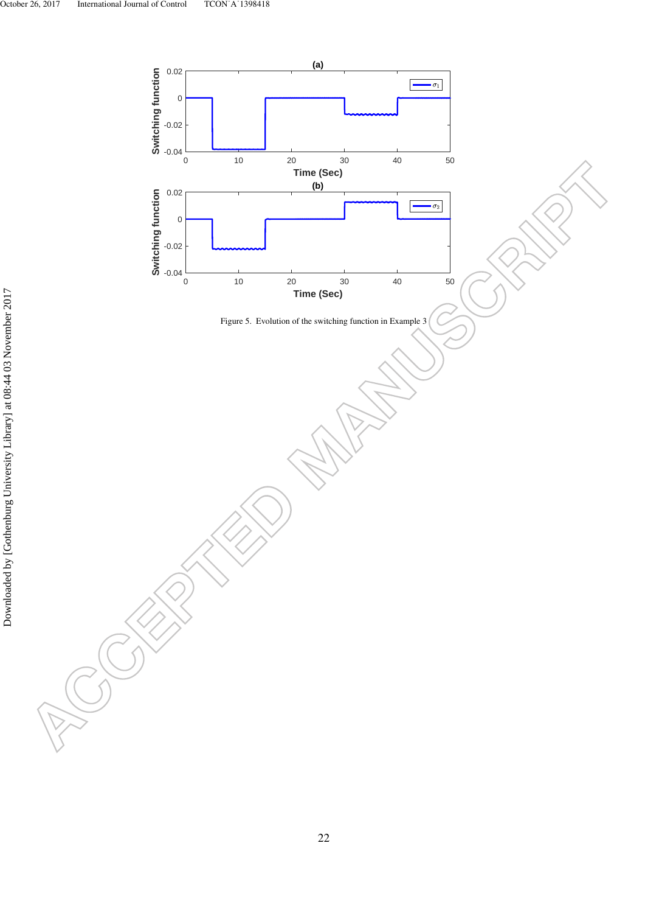Figure 5. Evolution of the switching function in Example 3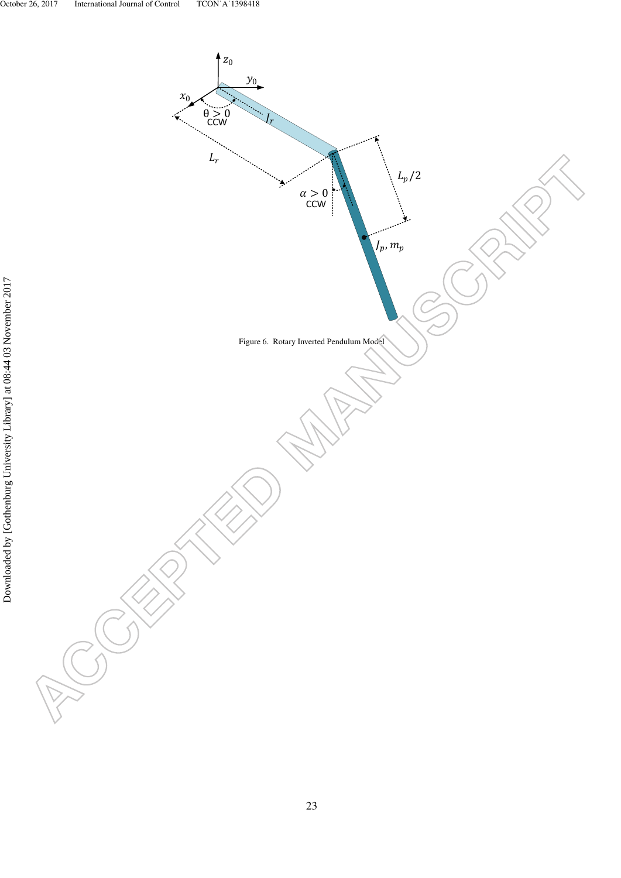Figure 6. Rotary Inverted Pendulum Model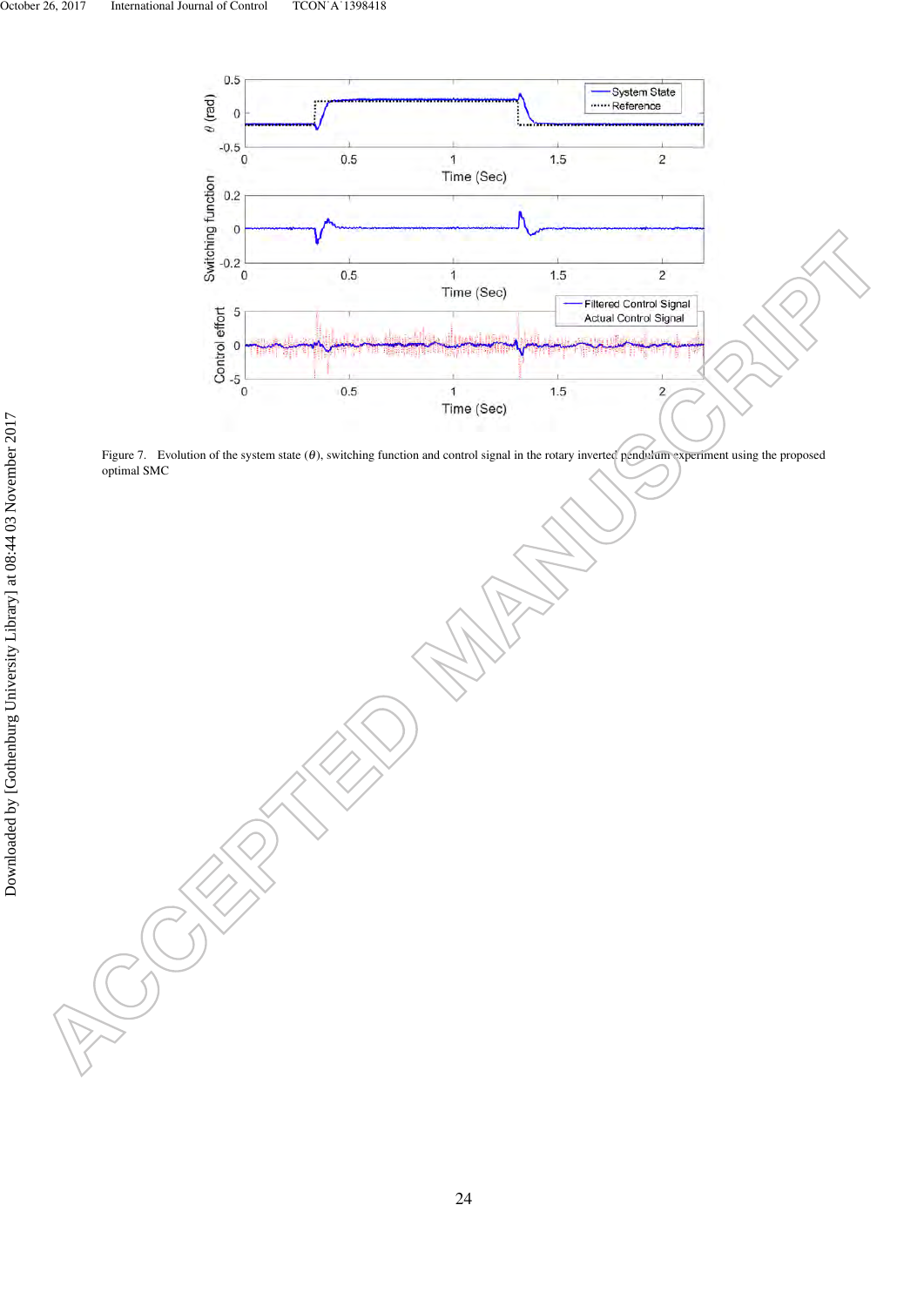Figure 7. Evolution of the system state ($\theta$), switching function and control signal in the rotary inverted pendulum experiment using the proposed optimal SMC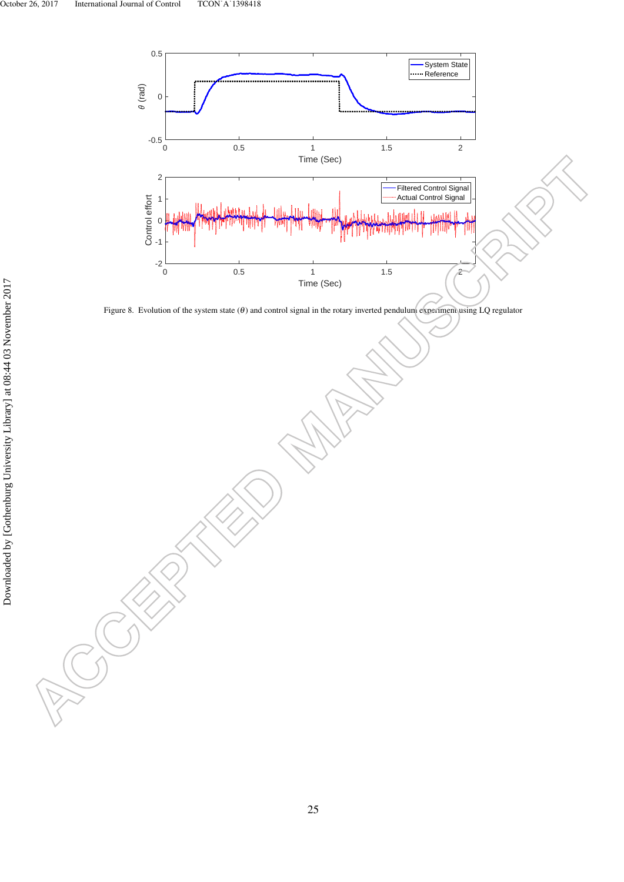Figure 8. Evolution of the system state ($\theta$) and control signal in the rotary inverted pendulum experiment using LQ regulator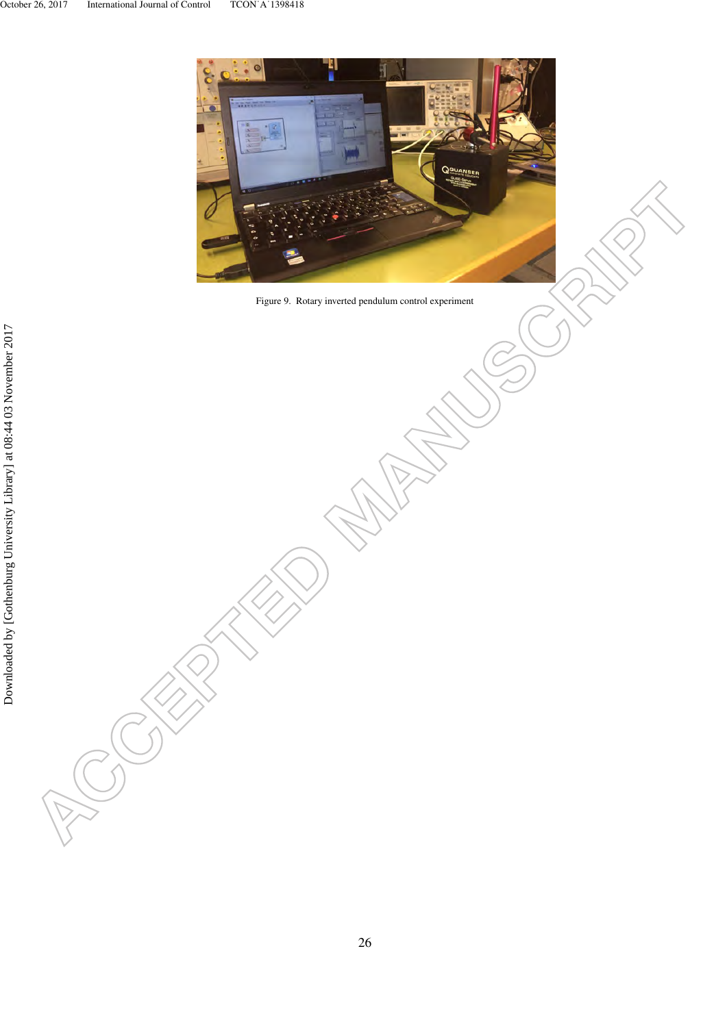Figure 9. Rotary inverted pendulum control experiment